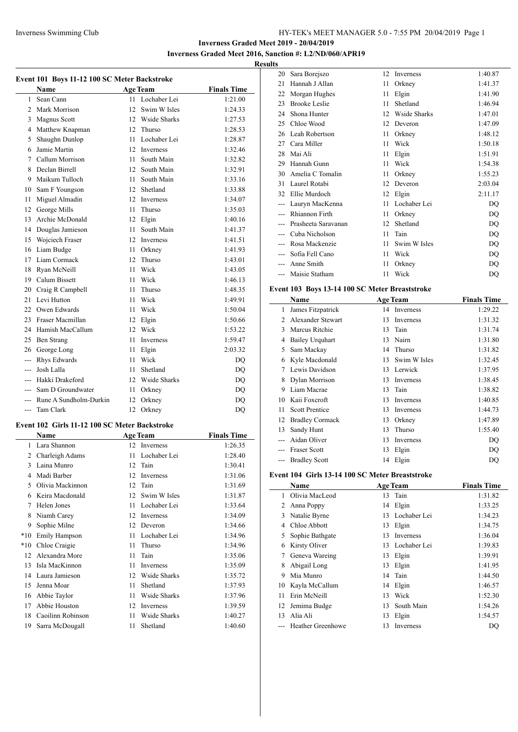**Inverness Graded Meet 2019 - 20/04/2019**

**Inverness Graded Meet 2016, Sanction #: L2/ND/060/APR19**

**Results**

### Event 101 Boys 11-12 100 SC Meter Backstroke

| | Name | Age | Team | Finals Time |
|---|---|---|---|---|
| 1 | Sean Cann | 11 | Lochaber Lei | 1:21.00 |
| 2 | Mark Morrison | 12 | Swim W Isles | 1:24.33 |
| 3 | Magnus Scott | 12 | Wside Sharks | 1:27.53 |
| 4 | Matthew Knapman | 12 | Thurso | 1:28.53 |
| 5 | Shaughn Dunlop | 11 | Lochaber Lei | 1:28.87 |
| 6 | Jamie Martin | 12 | Inverness | 1:32.46 |
| 7 | Callum Morrison | 11 | South Main | 1:32.82 |
| 8 | Declan Birrell | 12 | South Main | 1:32.91 |
| 9 | Maikum Tulloch | 11 | South Main | 1:33.16 |
| 10 | Sam F Youngson | 12 | Shetland | 1:33.88 |
| 11 | Miguel Almadin | 12 | Inverness | 1:34.07 |
| 12 | George Mills | 11 | Thurso | 1:35.03 |
| 13 | Archie McDonald | 12 | Elgin | 1:40.16 |
| 14 | Douglas Jamieson | 11 | South Main | 1:41.37 |
| 15 | Wojciech Fraser | 12 | Inverness | 1:41.51 |
| 16 | Liam Budge | 11 | Orkney | 1:41.93 |
| 17 | Liam Cormack | 12 | Thurso | 1:43.01 |
| 18 | Ryan McNeill | 11 | Wick | 1:43.05 |
| 19 | Calum Bissett | 11 | Wick | 1:46.13 |
| 20 | Craig R Campbell | 11 | Thurso | 1:48.35 |
| 21 | Levi Hutton | 11 | Wick | 1:49.91 |
| 22 | Owen Edwards | 11 | Wick | 1:50.04 |
| 23 | Fraser Macmillan | 12 | Elgin | 1:50.66 |
| 24 | Hamish MacCallum | 12 | Wick | 1:53.22 |
| 25 | Ben Strang | 11 | Inverness | 1:59.47 |
| 26 | George Long | 11 | Elgin | 2:03.32 |
| --- | Rhys Edwards | 11 | Wick | DQ |
| --- | Josh Lalla | 11 | Shetland | DQ |
| --- | Hakki Drakeford | 12 | Wside Sharks | DQ |
| --- | Sam D Groundwater | 11 | Orkney | DQ |
| --- | Rune A Sundholm-Durkin | 12 | Orkney | DQ |
| --- | Tam Clark | 12 | Orkney | DQ |

### Event 102 Girls 11-12 100 SC Meter Backstroke

| | Name | Age | Team | Finals Time |
|---|---|---|---|---|
| 1 | Lara Shannon | 12 | Inverness | 1:26.35 |
| 2 | Charleigh Adams | 11 | Lochaber Lei | 1:28.40 |
| 3 | Laina Munro | 12 | Tain | 1:30.41 |
| 4 | Madi Barber | 12 | Inverness | 1:31.06 |
| 5 | Olivia Mackinnon | 12 | Tain | 1:31.69 |
| 6 | Keira Macdonald | 12 | Swim W Isles | 1:31.87 |
| 7 | Helen Jones | 11 | Lochaber Lei | 1:33.64 |
| 8 | Niamh Carey | 12 | Inverness | 1:34.09 |
| 9 | Sophie Milne | 12 | Deveron | 1:34.66 |
| *10 | Emily Hampson | 11 | Lochaber Lei | 1:34.96 |
| *10 | Chloe Craigie | 11 | Thurso | 1:34.96 |
| 12 | Alexandra More | 11 | Tain | 1:35.06 |
| 13 | Isla MacKinnon | 11 | Inverness | 1:35.09 |
| 14 | Laura Jamieson | 12 | Wside Sharks | 1:35.72 |
| 15 | Jenna Moar | 11 | Shetland | 1:37.93 |
| 16 | Abbie Taylor | 11 | Wside Sharks | 1:37.96 |
| 17 | Abbie Houston | 12 | Inverness | 1:39.59 |
| 18 | Caoilinn Robinson | 11 | Wside Sharks | 1:40.27 |
| 19 | Sarra McDougall | 11 | Shetland | 1:40.60 |
| 20 | Sara Borejszo | 12 | Inverness | 1:40.87 |
| 21 | Hannah J Allan | 11 | Orkney | 1:41.37 |
| 22 | Morgan Hughes | 11 | Elgin | 1:41.90 |
| 23 | Brooke Leslie | 11 | Shetland | 1:46.94 |
| 24 | Shona Hunter | 12 | Wside Sharks | 1:47.01 |
| 25 | Chloe Wood | 12 | Deveron | 1:47.09 |
| 26 | Leah Robertson | 11 | Orkney | 1:48.12 |
| 27 | Cara Miller | 11 | Wick | 1:50.18 |
| 28 | Mai Ali | 11 | Elgin | 1:51.91 |
| 29 | Hannah Gunn | 11 | Wick | 1:54.38 |
| 30 | Amelia C Tomalin | 11 | Orkney | 1:55.23 |
| 31 | Laurel Rotabi | 12 | Deveron | 2:03.04 |
| 32 | Ellie Murdoch | 12 | Elgin | 2:11.17 |
| --- | Lauryn MacKenna | 11 | Lochaber Lei | DQ |
| --- | Rhiannon Firth | 11 | Orkney | DQ |
| --- | Prasheeta Saravanan | 12 | Shetland | DQ |
| --- | Cuba Nicholson | 11 | Tain | DQ |
| --- | Rosa Mackenzie | 11 | Swim W Isles | DQ |
| --- | Sofia Fell Cano | 11 | Wick | DQ |
| --- | Anne Smith | 11 | Orkney | DQ |
| --- | Maisie Statham | 11 | Wick | DQ |

### Event 103 Boys 13-14 100 SC Meter Breaststroke

| | Name | Age | Team | Finals Time |
|---|---|---|---|---|
| 1 | James Fitzpatrick | 14 | Inverness | 1:29.22 |
| 2 | Alexander Stewart | 13 | Inverness | 1:31.32 |
| 3 | Marcus Ritchie | 13 | Tain | 1:31.74 |
| 4 | Bailey Urquhart | 13 | Nairn | 1:31.80 |
| 5 | Sam Mackay | 14 | Thurso | 1:31.82 |
| 6 | Kyle Macdonald | 13 | Swim W Isles | 1:32.45 |
| 7 | Lewis Davidson | 13 | Lerwick | 1:37.95 |
| 8 | Dylan Morrison | 13 | Inverness | 1:38.45 |
| 9 | Liam Macrae | 13 | Tain | 1:38.82 |
| 10 | Kaii Foxcroft | 13 | Inverness | 1:40.85 |
| 11 | Scott Prentice | 13 | Inverness | 1:44.73 |
| 12 | Bradley Cormack | 13 | Orkney | 1:47.89 |
| 13 | Sandy Hunt | 13 | Thurso | 1:55.40 |
| --- | Aidan Oliver | 13 | Inverness | DQ |
| --- | Fraser Scott | 13 | Elgin | DQ |
| --- | Bradley Scott | 14 | Elgin | DQ |

### Event 104 Girls 13-14 100 SC Meter Breaststroke

| | Name | Age | Team | Finals Time |
|---|---|---|---|---|
| 1 | Olivia MacLeod | 13 | Tain | 1:31.82 |
| 2 | Anna Poppy | 14 | Elgin | 1:33.25 |
| 3 | Natalie Byrne | 13 | Lochaber Lei | 1:34.23 |
| 4 | Chloe Abbott | 13 | Elgin | 1:34.75 |
| 5 | Sophie Bathgate | 13 | Inverness | 1:36.04 |
| 6 | Kirsty Oliver | 13 | Lochaber Lei | 1:39.83 |
| 7 | Geneva Wareing | 13 | Elgin | 1:39.91 |
| 8 | Abigail Long | 13 | Elgin | 1:41.95 |
| 9 | Mia Munro | 14 | Tain | 1:44.50 |
| 10 | Kayla McCallum | 14 | Elgin | 1:46.57 |
| 11 | Erin McNeill | 13 | Wick | 1:52.30 |
| 12 | Jemima Budge | 13 | South Main | 1:54.26 |
| 13 | Alia Ali | 13 | Elgin | 1:54.57 |
| --- | Heather Greenhowe | 13 | Inverness | DQ |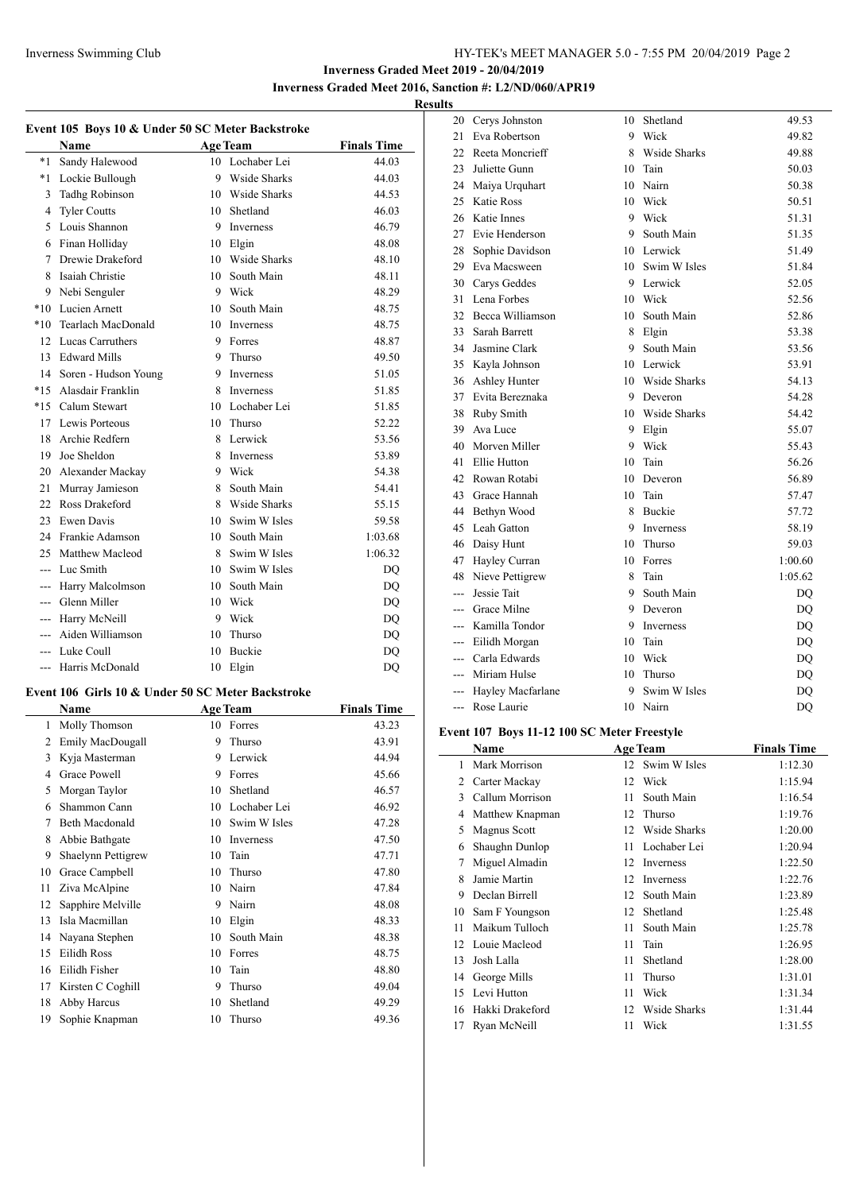Inverness Graded Meet 2019 - 20/04/2019

Inverness Graded Meet 2016, Sanction #: L2/ND/060/APR19

**Results**

### Event 105 Boys 10 & Under 50 SC Meter Backstroke

| | Name | Age | Team | Finals Time |
|---|---|---|---|---|
| *1 | Sandy Halewood | 10 | Lochaber Lei | 44.03 |
| *1 | Lockie Bullough | 9 | Wside Sharks | 44.03 |
| 3 | Tadhg Robinson | 10 | Wside Sharks | 44.53 |
| 4 | Tyler Coutts | 10 | Shetland | 46.03 |
| 5 | Louis Shannon | 9 | Inverness | 46.79 |
| 6 | Finan Holliday | 10 | Elgin | 48.08 |
| 7 | Drewie Drakeford | 10 | Wside Sharks | 48.10 |
| 8 | Isaiah Christie | 10 | South Main | 48.11 |
| 9 | Nebi Senguler | 9 | Wick | 48.29 |
| *10 | Lucien Arnett | 10 | South Main | 48.75 |
| *10 | Tearlach MacDonald | 10 | Inverness | 48.75 |
| 12 | Lucas Carruthers | 9 | Forres | 48.87 |
| 13 | Edward Mills | 9 | Thurso | 49.50 |
| 14 | Soren - Hudson Young | 9 | Inverness | 51.05 |
| *15 | Alasdair Franklin | 8 | Inverness | 51.85 |
| *15 | Calum Stewart | 10 | Lochaber Lei | 51.85 |
| 17 | Lewis Porteous | 10 | Thurso | 52.22 |
| 18 | Archie Redfern | 8 | Lerwick | 53.56 |
| 19 | Joe Sheldon | 8 | Inverness | 53.89 |
| 20 | Alexander Mackay | 9 | Wick | 54.38 |
| 21 | Murray Jamieson | 8 | South Main | 54.41 |
| 22 | Ross Drakeford | 8 | Wside Sharks | 55.15 |
| 23 | Ewen Davis | 10 | Swim W Isles | 59.58 |
| 24 | Frankie Adamson | 10 | South Main | 1:03.68 |
| 25 | Matthew Macleod | 8 | Swim W Isles | 1:06.32 |
| --- | Luc Smith | 10 | Swim W Isles | DQ |
| --- | Harry Malcolmson | 10 | South Main | DQ |
| --- | Glenn Miller | 10 | Wick | DQ |
| --- | Harry McNeill | 9 | Wick | DQ |
| --- | Aiden Williamson | 10 | Thurso | DQ |
| --- | Luke Coull | 10 | Buckie | DQ |
| --- | Harris McDonald | 10 | Elgin | DQ |

### Event 106 Girls 10 & Under 50 SC Meter Backstroke

| | Name | Age | Team | Finals Time |
|---|---|---|---|---|
| 1 | Molly Thomson | 10 | Forres | 43.23 |
| 2 | Emily MacDougall | 9 | Thurso | 43.91 |
| 3 | Kyja Masterman | 9 | Lerwick | 44.94 |
| 4 | Grace Powell | 9 | Forres | 45.66 |
| 5 | Morgan Taylor | 10 | Shetland | 46.57 |
| 6 | Shammon Cann | 10 | Lochaber Lei | 46.92 |
| 7 | Beth Macdonald | 10 | Swim W Isles | 47.28 |
| 8 | Abbie Bathgate | 10 | Inverness | 47.50 |
| 9 | Shaelynn Pettigrew | 10 | Tain | 47.71 |
| 10 | Grace Campbell | 10 | Thurso | 47.80 |
| 11 | Ziva McAlpine | 10 | Nairn | 47.84 |
| 12 | Sapphire Melville | 9 | Nairn | 48.08 |
| 13 | Isla Macmillan | 10 | Elgin | 48.33 |
| 14 | Nayana Stephen | 10 | South Main | 48.38 |
| 15 | Eilidh Ross | 10 | Forres | 48.75 |
| 16 | Eilidh Fisher | 10 | Tain | 48.80 |
| 17 | Kirsten C Coghill | 9 | Thurso | 49.04 |
| 18 | Abby Harcus | 10 | Shetland | 49.29 |
| 19 | Sophie Knapman | 10 | Thurso | 49.36 |
| 20 | Cerys Johnston | 10 | Shetland | 49.53 |
| 21 | Eva Robertson | 9 | Wick | 49.82 |
| 22 | Reeta Moncrieff | 8 | Wside Sharks | 49.88 |
| 23 | Juliette Gunn | 10 | Tain | 50.03 |
| 24 | Maiya Urquhart | 10 | Nairn | 50.38 |
| 25 | Katie Ross | 10 | Wick | 50.51 |
| 26 | Katie Innes | 9 | Wick | 51.31 |
| 27 | Evie Henderson | 9 | South Main | 51.35 |
| 28 | Sophie Davidson | 10 | Lerwick | 51.49 |
| 29 | Eva Macsween | 10 | Swim W Isles | 51.84 |
| 30 | Carys Geddes | 9 | Lerwick | 52.05 |
| 31 | Lena Forbes | 10 | Wick | 52.56 |
| 32 | Becca Williamson | 10 | South Main | 52.86 |
| 33 | Sarah Barrett | 8 | Elgin | 53.38 |
| 34 | Jasmine Clark | 9 | South Main | 53.56 |
| 35 | Kayla Johnson | 10 | Lerwick | 53.91 |
| 36 | Ashley Hunter | 10 | Wside Sharks | 54.13 |
| 37 | Evita Bereznaka | 9 | Deveron | 54.28 |
| 38 | Ruby Smith | 10 | Wside Sharks | 54.42 |
| 39 | Ava Luce | 9 | Elgin | 55.07 |
| 40 | Morven Miller | 9 | Wick | 55.43 |
| 41 | Ellie Hutton | 10 | Tain | 56.26 |
| 42 | Rowan Rotabi | 10 | Deveron | 56.89 |
| 43 | Grace Hannah | 10 | Tain | 57.47 |
| 44 | Bethyn Wood | 8 | Buckie | 57.72 |
| 45 | Leah Gatton | 9 | Inverness | 58.19 |
| 46 | Daisy Hunt | 10 | Thurso | 59.03 |
| 47 | Hayley Curran | 10 | Forres | 1:00.60 |
| 48 | Nieve Pettigrew | 8 | Tain | 1:05.62 |
| --- | Jessie Tait | 9 | South Main | DQ |
| --- | Grace Milne | 9 | Deveron | DQ |
| --- | Kamilla Tondor | 9 | Inverness | DQ |
| --- | Eilidh Morgan | 10 | Tain | DQ |
| --- | Carla Edwards | 10 | Wick | DQ |
| --- | Miriam Hulse | 10 | Thurso | DQ |
| --- | Hayley Macfarlane | 9 | Swim W Isles | DQ |
| --- | Rose Laurie | 10 | Nairn | DQ |

### Event 107 Boys 11-12 100 SC Meter Freestyle

| | Name | Age | Team | Finals Time |
|---|---|---|---|---|
| 1 | Mark Morrison | 12 | Swim W Isles | 1:12.30 |
| 2 | Carter Mackay | 12 | Wick | 1:15.94 |
| 3 | Callum Morrison | 11 | South Main | 1:16.54 |
| 4 | Matthew Knapman | 12 | Thurso | 1:19.76 |
| 5 | Magnus Scott | 12 | Wside Sharks | 1:20.00 |
| 6 | Shaughn Dunlop | 11 | Lochaber Lei | 1:20.94 |
| 7 | Miguel Almadin | 12 | Inverness | 1:22.50 |
| 8 | Jamie Martin | 12 | Inverness | 1:22.76 |
| 9 | Declan Birrell | 12 | South Main | 1:23.89 |
| 10 | Sam F Youngson | 12 | Shetland | 1:25.48 |
| 11 | Maikum Tulloch | 11 | South Main | 1:25.78 |
| 12 | Louie Macleod | 11 | Tain | 1:26.95 |
| 13 | Josh Lalla | 11 | Shetland | 1:28.00 |
| 14 | George Mills | 11 | Thurso | 1:31.01 |
| 15 | Levi Hutton | 11 | Wick | 1:31.34 |
| 16 | Hakki Drakeford | 12 | Wside Sharks | 1:31.44 |
| 17 | Ryan McNeill | 11 | Wick | 1:31.55 |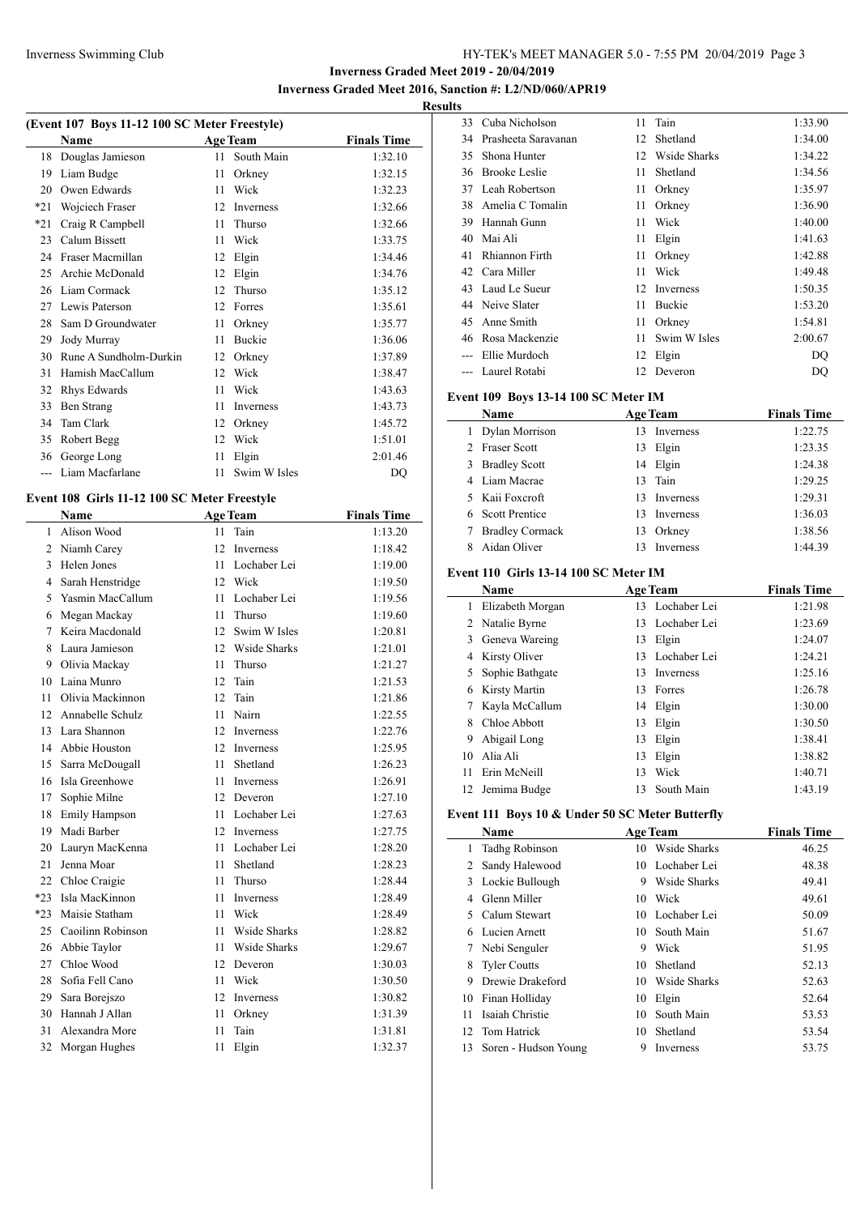**Inverness Graded Meet 2019 - 20/04/2019**

**Inverness Graded Meet 2016, Sanction #: L2/ND/060/APR19**

**Results**

### (Event 107 Boys 11-12 100 SC Meter Freestyle)

| | Name | Age | Team | Finals Time |
|---|---|---|---|---|
| 18 | Douglas Jamieson | 11 | South Main | 1:32.10 |
| 19 | Liam Budge | 11 | Orkney | 1:32.15 |
| 20 | Owen Edwards | 11 | Wick | 1:32.23 |
| *21 | Wojciech Fraser | 12 | Inverness | 1:32.66 |
| *21 | Craig R Campbell | 11 | Thurso | 1:32.66 |
| 23 | Calum Bissett | 11 | Wick | 1:33.75 |
| 24 | Fraser Macmillan | 12 | Elgin | 1:34.46 |
| 25 | Archie McDonald | 12 | Elgin | 1:34.76 |
| 26 | Liam Cormack | 12 | Thurso | 1:35.12 |
| 27 | Lewis Paterson | 12 | Forres | 1:35.61 |
| 28 | Sam D Groundwater | 11 | Orkney | 1:35.77 |
| 29 | Jody Murray | 11 | Buckie | 1:36.06 |
| 30 | Rune A Sundholm-Durkin | 12 | Orkney | 1:37.89 |
| 31 | Hamish MacCallum | 12 | Wick | 1:38.47 |
| 32 | Rhys Edwards | 11 | Wick | 1:43.63 |
| 33 | Ben Strang | 11 | Inverness | 1:43.73 |
| 34 | Tam Clark | 12 | Orkney | 1:45.72 |
| 35 | Robert Begg | 12 | Wick | 1:51.01 |
| 36 | George Long | 11 | Elgin | 2:01.46 |
| --- | Liam Macfarlane | 11 | Swim W Isles | DQ |

### Event 108 Girls 11-12 100 SC Meter Freestyle

| | Name | Age | Team | Finals Time |
|---|---|---|---|---|
| 1 | Alison Wood | 11 | Tain | 1:13.20 |
| 2 | Niamh Carey | 12 | Inverness | 1:18.42 |
| 3 | Helen Jones | 11 | Lochaber Lei | 1:19.00 |
| 4 | Sarah Henstridge | 12 | Wick | 1:19.50 |
| 5 | Yasmin MacCallum | 11 | Lochaber Lei | 1:19.56 |
| 6 | Megan Mackay | 11 | Thurso | 1:19.60 |
| 7 | Keira Macdonald | 12 | Swim W Isles | 1:20.81 |
| 8 | Laura Jamieson | 12 | Wside Sharks | 1:21.01 |
| 9 | Olivia Mackay | 11 | Thurso | 1:21.27 |
| 10 | Laina Munro | 12 | Tain | 1:21.53 |
| 11 | Olivia Mackinnon | 12 | Tain | 1:21.86 |
| 12 | Annabelle Schulz | 11 | Nairn | 1:22.55 |
| 13 | Lara Shannon | 12 | Inverness | 1:22.76 |
| 14 | Abbie Houston | 12 | Inverness | 1:25.95 |
| 15 | Sarra McDougall | 11 | Shetland | 1:26.23 |
| 16 | Isla Greenhowe | 11 | Inverness | 1:26.91 |
| 17 | Sophie Milne | 12 | Deveron | 1:27.10 |
| 18 | Emily Hampson | 11 | Lochaber Lei | 1:27.63 |
| 19 | Madi Barber | 12 | Inverness | 1:27.75 |
| 20 | Lauryn MacKenna | 11 | Lochaber Lei | 1:28.20 |
| 21 | Jenna Moar | 11 | Shetland | 1:28.23 |
| 22 | Chloe Craigie | 11 | Thurso | 1:28.44 |
| *23 | Isla MacKinnon | 11 | Inverness | 1:28.49 |
| *23 | Maisie Statham | 11 | Wick | 1:28.49 |
| 25 | Caoilinn Robinson | 11 | Wside Sharks | 1:28.82 |
| 26 | Abbie Taylor | 11 | Wside Sharks | 1:29.67 |
| 27 | Chloe Wood | 12 | Deveron | 1:30.03 |
| 28 | Sofia Fell Cano | 11 | Wick | 1:30.50 |
| 29 | Sara Borejszo | 12 | Inverness | 1:30.82 |
| 30 | Hannah J Allan | 11 | Orkney | 1:31.39 |
| 31 | Alexandra More | 11 | Tain | 1:31.81 |
| 32 | Morgan Hughes | 11 | Elgin | 1:32.37 |
| 33 | Cuba Nicholson | 11 | Tain | 1:33.90 |
| 34 | Prasheeta Saravanan | 12 | Shetland | 1:34.00 |
| 35 | Shona Hunter | 12 | Wside Sharks | 1:34.22 |
| 36 | Brooke Leslie | 11 | Shetland | 1:34.56 |
| 37 | Leah Robertson | 11 | Orkney | 1:35.97 |
| 38 | Amelia C Tomalin | 11 | Orkney | 1:36.90 |
| 39 | Hannah Gunn | 11 | Wick | 1:40.00 |
| 40 | Mai Ali | 11 | Elgin | 1:41.63 |
| 41 | Rhiannon Firth | 11 | Orkney | 1:42.88 |
| 42 | Cara Miller | 11 | Wick | 1:49.48 |
| 43 | Laud Le Sueur | 12 | Inverness | 1:50.35 |
| 44 | Neive Slater | 11 | Buckie | 1:53.20 |
| 45 | Anne Smith | 11 | Orkney | 1:54.81 |
| 46 | Rosa Mackenzie | 11 | Swim W Isles | 2:00.67 |
| --- | Ellie Murdoch | 12 | Elgin | DQ |
| --- | Laurel Rotabi | 12 | Deveron | DQ |

### Event 109 Boys 13-14 100 SC Meter IM

| | Name | Age | Team | Finals Time |
|---|---|---|---|---|
| 1 | Dylan Morrison | 13 | Inverness | 1:22.75 |
| 2 | Fraser Scott | 13 | Elgin | 1:23.35 |
| 3 | Bradley Scott | 14 | Elgin | 1:24.38 |
| 4 | Liam Macrae | 13 | Tain | 1:29.25 |
| 5 | Kaii Foxcroft | 13 | Inverness | 1:29.31 |
| 6 | Scott Prentice | 13 | Inverness | 1:36.03 |
| 7 | Bradley Cormack | 13 | Orkney | 1:38.56 |
| 8 | Aidan Oliver | 13 | Inverness | 1:44.39 |

### Event 110 Girls 13-14 100 SC Meter IM

| | Name | Age | Team | Finals Time |
|---|---|---|---|---|
| 1 | Elizabeth Morgan | 13 | Lochaber Lei | 1:21.98 |
| 2 | Natalie Byrne | 13 | Lochaber Lei | 1:23.69 |
| 3 | Geneva Wareing | 13 | Elgin | 1:24.07 |
| 4 | Kirsty Oliver | 13 | Lochaber Lei | 1:24.21 |
| 5 | Sophie Bathgate | 13 | Inverness | 1:25.16 |
| 6 | Kirsty Martin | 13 | Forres | 1:26.78 |
| 7 | Kayla McCallum | 14 | Elgin | 1:30.00 |
| 8 | Chloe Abbott | 13 | Elgin | 1:30.50 |
| 9 | Abigail Long | 13 | Elgin | 1:38.41 |
| 10 | Alia Ali | 13 | Elgin | 1:38.82 |
| 11 | Erin McNeill | 13 | Wick | 1:40.71 |
| 12 | Jemima Budge | 13 | South Main | 1:43.19 |

### Event 111 Boys 10 & Under 50 SC Meter Butterfly

| | Name | Age | Team | Finals Time |
|---|---|---|---|---|
| 1 | Tadhg Robinson | 10 | Wside Sharks | 46.25 |
| 2 | Sandy Halewood | 10 | Lochaber Lei | 48.38 |
| 3 | Lockie Bullough | 9 | Wside Sharks | 49.41 |
| 4 | Glenn Miller | 10 | Wick | 49.61 |
| 5 | Calum Stewart | 10 | Lochaber Lei | 50.09 |
| 6 | Lucien Arnett | 10 | South Main | 51.67 |
| 7 | Nebi Senguler | 9 | Wick | 51.95 |
| 8 | Tyler Coutts | 10 | Shetland | 52.13 |
| 9 | Drewie Drakeford | 10 | Wside Sharks | 52.63 |
| 10 | Finan Holliday | 10 | Elgin | 52.64 |
| 11 | Isaiah Christie | 10 | South Main | 53.53 |
| 12 | Tom Hatrick | 10 | Shetland | 53.54 |
| 13 | Soren - Hudson Young | 9 | Inverness | 53.75 |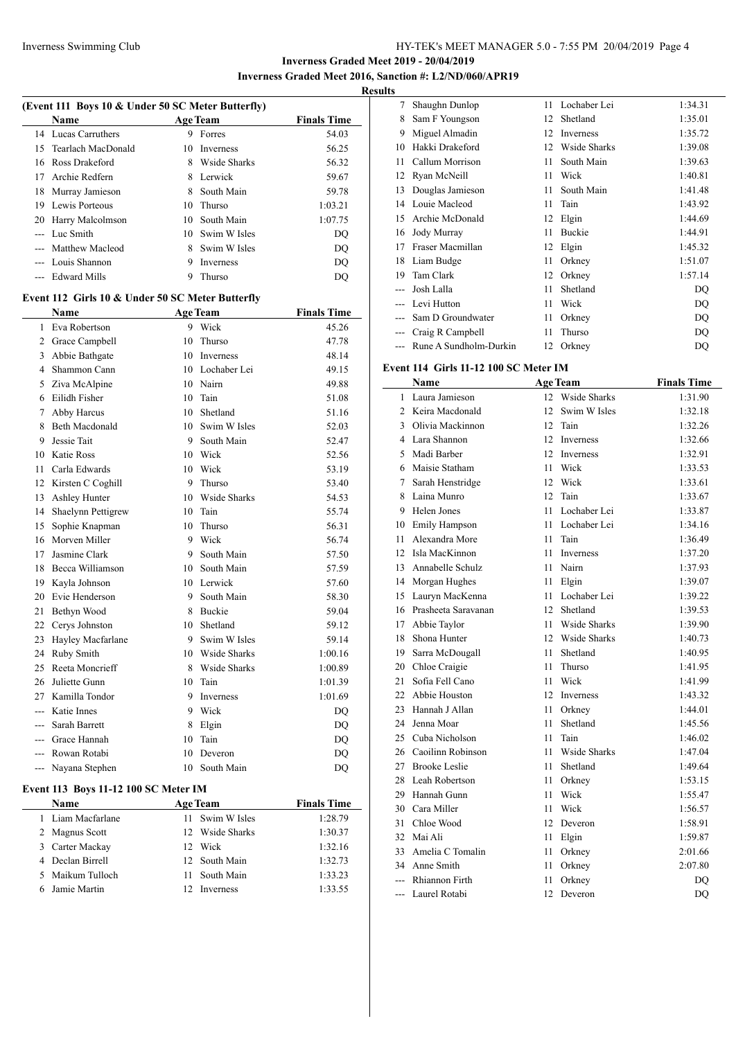**Inverness Graded Meet 2019 - 20/04/2019**

**Inverness Graded Meet 2016, Sanction #: L2/ND/060/APR19**

**Results**

### (Event 111 Boys 10 & Under 50 SC Meter Butterfly)

| | Name | Age | Team | Finals Time |
|---|---|---|---|---|
| 14 | Lucas Carruthers | 9 | Forres | 54.03 |
| 15 | Tearlach MacDonald | 10 | Inverness | 56.25 |
| 16 | Ross Drakeford | 8 | Wside Sharks | 56.32 |
| 17 | Archie Redfern | 8 | Lerwick | 59.67 |
| 18 | Murray Jamieson | 8 | South Main | 59.78 |
| 19 | Lewis Porteous | 10 | Thurso | 1:03.21 |
| 20 | Harry Malcolmson | 10 | South Main | 1:07.75 |
| --- | Luc Smith | 10 | Swim W Isles | DQ |
| --- | Matthew Macleod | 8 | Swim W Isles | DQ |
| --- | Louis Shannon | 9 | Inverness | DQ |
| --- | Edward Mills | 9 | Thurso | DQ |

### Event 112 Girls 10 & Under 50 SC Meter Butterfly

| | Name | Age | Team | Finals Time |
|---|---|---|---|---|
| 1 | Eva Robertson | 9 | Wick | 45.26 |
| 2 | Grace Campbell | 10 | Thurso | 47.78 |
| 3 | Abbie Bathgate | 10 | Inverness | 48.14 |
| 4 | Shammon Cann | 10 | Lochaber Lei | 49.15 |
| 5 | Ziva McAlpine | 10 | Nairn | 49.88 |
| 6 | Eilidh Fisher | 10 | Tain | 51.08 |
| 7 | Abby Harcus | 10 | Shetland | 51.16 |
| 8 | Beth Macdonald | 10 | Swim W Isles | 52.03 |
| 9 | Jessie Tait | 9 | South Main | 52.47 |
| 10 | Katie Ross | 10 | Wick | 52.56 |
| 11 | Carla Edwards | 10 | Wick | 53.19 |
| 12 | Kirsten C Coghill | 9 | Thurso | 53.40 |
| 13 | Ashley Hunter | 10 | Wside Sharks | 54.53 |
| 14 | Shaelynn Pettigrew | 10 | Tain | 55.74 |
| 15 | Sophie Knapman | 10 | Thurso | 56.31 |
| 16 | Morven Miller | 9 | Wick | 56.74 |
| 17 | Jasmine Clark | 9 | South Main | 57.50 |
| 18 | Becca Williamson | 10 | South Main | 57.59 |
| 19 | Kayla Johnson | 10 | Lerwick | 57.60 |
| 20 | Evie Henderson | 9 | South Main | 58.30 |
| 21 | Bethyn Wood | 8 | Buckie | 59.04 |
| 22 | Cerys Johnston | 10 | Shetland | 59.12 |
| 23 | Hayley Macfarlane | 9 | Swim W Isles | 59.14 |
| 24 | Ruby Smith | 10 | Wside Sharks | 1:00.16 |
| 25 | Reeta Moncrieff | 8 | Wside Sharks | 1:00.89 |
| 26 | Juliette Gunn | 10 | Tain | 1:01.39 |
| 27 | Kamilla Tondor | 9 | Inverness | 1:01.69 |
| --- | Katie Innes | 9 | Wick | DQ |
| --- | Sarah Barrett | 8 | Elgin | DQ |
| --- | Grace Hannah | 10 | Tain | DQ |
| --- | Rowan Rotabi | 10 | Deveron | DQ |
| --- | Nayana Stephen | 10 | South Main | DQ |

### Event 113 Boys 11-12 100 SC Meter IM

| | Name | Age | Team | Finals Time |
|---|---|---|---|---|
| 1 | Liam Macfarlane | 11 | Swim W Isles | 1:28.79 |
| 2 | Magnus Scott | 12 | Wside Sharks | 1:30.37 |
| 3 | Carter Mackay | 12 | Wick | 1:32.16 |
| 4 | Declan Birrell | 12 | South Main | 1:32.73 |
| 5 | Maikum Tulloch | 11 | South Main | 1:33.23 |
| 6 | Jamie Martin | 12 | Inverness | 1:33.55 |
| 7 | Shaughn Dunlop | 11 | Lochaber Lei | 1:34.31 |
| 8 | Sam F Youngson | 12 | Shetland | 1:35.01 |
| 9 | Miguel Almadin | 12 | Inverness | 1:35.72 |
| 10 | Hakki Drakeford | 12 | Wside Sharks | 1:39.08 |
| 11 | Callum Morrison | 11 | South Main | 1:39.63 |
| 12 | Ryan McNeill | 11 | Wick | 1:40.81 |
| 13 | Douglas Jamieson | 11 | South Main | 1:41.48 |
| 14 | Louie Macleod | 11 | Tain | 1:43.92 |
| 15 | Archie McDonald | 12 | Elgin | 1:44.69 |
| 16 | Jody Murray | 11 | Buckie | 1:44.91 |
| 17 | Fraser Macmillan | 12 | Elgin | 1:45.32 |
| 18 | Liam Budge | 11 | Orkney | 1:51.07 |
| 19 | Tam Clark | 12 | Orkney | 1:57.14 |
| --- | Josh Lalla | 11 | Shetland | DQ |
| --- | Levi Hutton | 11 | Wick | DQ |
| --- | Sam D Groundwater | 11 | Orkney | DQ |
| --- | Craig R Campbell | 11 | Thurso | DQ |
| --- | Rune A Sundholm-Durkin | 12 | Orkney | DQ |

### Event 114 Girls 11-12 100 SC Meter IM

| | Name | Age | Team | Finals Time |
|---|---|---|---|---|
| 1 | Laura Jamieson | 12 | Wside Sharks | 1:31.90 |
| 2 | Keira Macdonald | 12 | Swim W Isles | 1:32.18 |
| 3 | Olivia Mackinnon | 12 | Tain | 1:32.26 |
| 4 | Lara Shannon | 12 | Inverness | 1:32.66 |
| 5 | Madi Barber | 12 | Inverness | 1:32.91 |
| 6 | Maisie Statham | 11 | Wick | 1:33.53 |
| 7 | Sarah Henstridge | 12 | Wick | 1:33.61 |
| 8 | Laina Munro | 12 | Tain | 1:33.67 |
| 9 | Helen Jones | 11 | Lochaber Lei | 1:33.87 |
| 10 | Emily Hampson | 11 | Lochaber Lei | 1:34.16 |
| 11 | Alexandra More | 11 | Tain | 1:36.49 |
| 12 | Isla MacKinnon | 11 | Inverness | 1:37.20 |
| 13 | Annabelle Schulz | 11 | Nairn | 1:37.93 |
| 14 | Morgan Hughes | 11 | Elgin | 1:39.07 |
| 15 | Lauryn MacKenna | 11 | Lochaber Lei | 1:39.22 |
| 16 | Prasheeta Saravanan | 12 | Shetland | 1:39.53 |
| 17 | Abbie Taylor | 11 | Wside Sharks | 1:39.90 |
| 18 | Shona Hunter | 12 | Wside Sharks | 1:40.73 |
| 19 | Sarra McDougall | 11 | Shetland | 1:40.95 |
| 20 | Chloe Craigie | 11 | Thurso | 1:41.95 |
| 21 | Sofia Fell Cano | 11 | Wick | 1:41.99 |
| 22 | Abbie Houston | 12 | Inverness | 1:43.32 |
| 23 | Hannah J Allan | 11 | Orkney | 1:44.01 |
| 24 | Jenna Moar | 11 | Shetland | 1:45.56 |
| 25 | Cuba Nicholson | 11 | Tain | 1:46.02 |
| 26 | Caoilinn Robinson | 11 | Wside Sharks | 1:47.04 |
| 27 | Brooke Leslie | 11 | Shetland | 1:49.64 |
| 28 | Leah Robertson | 11 | Orkney | 1:53.15 |
| 29 | Hannah Gunn | 11 | Wick | 1:55.47 |
| 30 | Cara Miller | 11 | Wick | 1:56.57 |
| 31 | Chloe Wood | 12 | Deveron | 1:58.91 |
| 32 | Mai Ali | 11 | Elgin | 1:59.87 |
| 33 | Amelia C Tomalin | 11 | Orkney | 2:01.66 |
| 34 | Anne Smith | 11 | Orkney | 2:07.80 |
| --- | Rhiannon Firth | 11 | Orkney | DQ |
| --- | Laurel Rotabi | 12 | Deveron | DQ |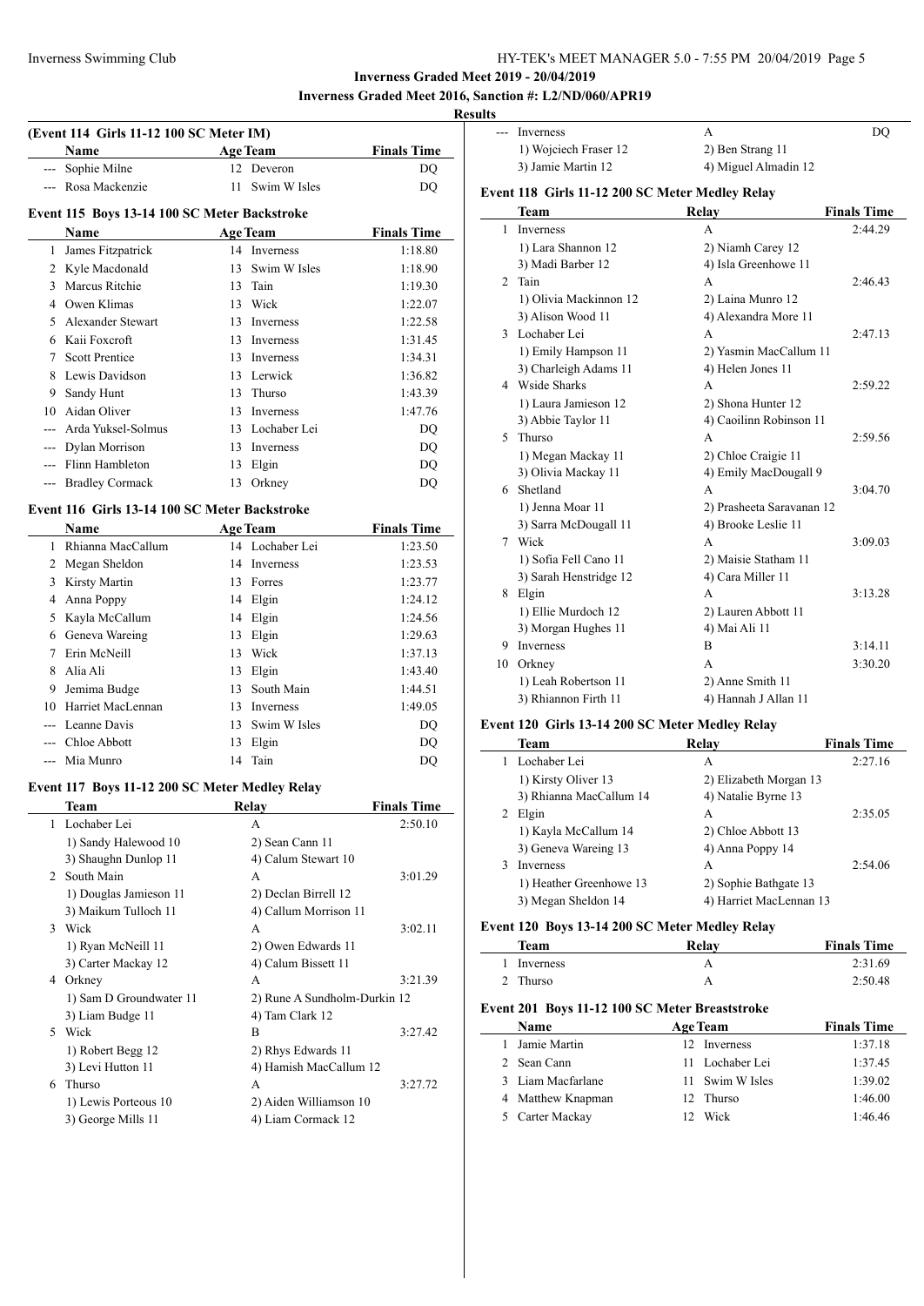**Inverness Graded Meet 2019 - 20/04/2019**

**Inverness Graded Meet 2016, Sanction #: L2/ND/060/APR19**

**Results**

### (Event 114 Girls 11-12 100 SC Meter IM)

| | Name | Age | Team | Finals Time |
|---|---|---|---|---|
| --- | Sophie Milne | 12 | Deveron | DQ |
| --- | Rosa Mackenzie | 11 | Swim W Isles | DQ |

### Event 115 Boys 13-14 100 SC Meter Backstroke

| | Name | Age | Team | Finals Time |
|---|---|---|---|---|
| 1 | James Fitzpatrick | 14 | Inverness | 1:18.80 |
| 2 | Kyle Macdonald | 13 | Swim W Isles | 1:18.90 |
| 3 | Marcus Ritchie | 13 | Tain | 1:19.30 |
| 4 | Owen Klimas | 13 | Wick | 1:22.07 |
| 5 | Alexander Stewart | 13 | Inverness | 1:22.58 |
| 6 | Kaii Foxcroft | 13 | Inverness | 1:31.45 |
| 7 | Scott Prentice | 13 | Inverness | 1:34.31 |
| 8 | Lewis Davidson | 13 | Lerwick | 1:36.82 |
| 9 | Sandy Hunt | 13 | Thurso | 1:43.39 |
| 10 | Aidan Oliver | 13 | Inverness | 1:47.76 |
| --- | Arda Yuksel-Solmus | 13 | Lochaber Lei | DQ |
| --- | Dylan Morrison | 13 | Inverness | DQ |
| --- | Flinn Hambleton | 13 | Elgin | DQ |
| --- | Bradley Cormack | 13 | Orkney | DQ |

### Event 116 Girls 13-14 100 SC Meter Backstroke

| | Name | Age | Team | Finals Time |
|---|---|---|---|---|
| 1 | Rhianna MacCallum | 14 | Lochaber Lei | 1:23.50 |
| 2 | Megan Sheldon | 14 | Inverness | 1:23.53 |
| 3 | Kirsty Martin | 13 | Forres | 1:23.77 |
| 4 | Anna Poppy | 14 | Elgin | 1:24.12 |
| 5 | Kayla McCallum | 14 | Elgin | 1:24.56 |
| 6 | Geneva Wareing | 13 | Elgin | 1:29.63 |
| 7 | Erin McNeill | 13 | Wick | 1:37.13 |
| 8 | Alia Ali | 13 | Elgin | 1:43.40 |
| 9 | Jemima Budge | 13 | South Main | 1:44.51 |
| 10 | Harriet MacLennan | 13 | Inverness | 1:49.05 |
| --- | Leanne Davis | 13 | Swim W Isles | DQ |
| --- | Chloe Abbott | 13 | Elgin | DQ |
| --- | Mia Munro | 14 | Tain | DQ |

### Event 117 Boys 11-12 200 SC Meter Medley Relay

| | Team | Relay | Finals Time |
|---|---|---|---|
| 1 | Lochaber Lei | A | 2:50.10 |
| | 1) Sandy Halewood 10 | 2) Sean Cann 11 | |
| | 3) Shaughn Dunlop 11 | 4) Calum Stewart 10 | |
| 2 | South Main | A | 3:01.29 |
| | 1) Douglas Jamieson 11 | 2) Declan Birrell 12 | |
| | 3) Maikum Tulloch 11 | 4) Callum Morrison 11 | |
| 3 | Wick | A | 3:02.11 |
| | 1) Ryan McNeill 11 | 2) Owen Edwards 11 | |
| | 3) Carter Mackay 12 | 4) Calum Bissett 11 | |
| 4 | Orkney | A | 3:21.39 |
| | 1) Sam D Groundwater 11 | 2) Rune A Sundholm-Durkin 12 | |
| | 3) Liam Budge 11 | 4) Tam Clark 12 | |
| 5 | Wick | B | 3:27.42 |
| | 1) Robert Begg 12 | 2) Rhys Edwards 11 | |
| | 3) Levi Hutton 11 | 4) Hamish MacCallum 12 | |
| 6 | Thurso | A | 3:27.72 |
| | 1) Lewis Porteous 10 | 2) Aiden Williamson 10 | |
| | 3) George Mills 11 | 4) Liam Cormack 12 | |
| --- | Inverness | A | DQ |
| | 1) Wojciech Fraser 12 | 2) Ben Strang 11 | |
| | 3) Jamie Martin 12 | 4) Miguel Almadin 12 | |

### Event 118 Girls 11-12 200 SC Meter Medley Relay

| | Team | Relay | Finals Time |
|---|---|---|---|
| 1 | Inverness | A | 2:44.29 |
| | 1) Lara Shannon 12 | 2) Niamh Carey 12 | |
| | 3) Madi Barber 12 | 4) Isla Greenhowe 11 | |
| 2 | Tain | A | 2:46.43 |
| | 1) Olivia Mackinnon 12 | 2) Laina Munro 12 | |
| | 3) Alison Wood 11 | 4) Alexandra More 11 | |
| 3 | Lochaber Lei | A | 2:47.13 |
| | 1) Emily Hampson 11 | 2) Yasmin MacCallum 11 | |
| | 3) Charleigh Adams 11 | 4) Helen Jones 11 | |
| 4 | Wside Sharks | A | 2:59.22 |
| | 1) Laura Jamieson 12 | 2) Shona Hunter 12 | |
| | 3) Abbie Taylor 11 | 4) Caoilinn Robinson 11 | |
| 5 | Thurso | A | 2:59.56 |
| | 1) Megan Mackay 11 | 2) Chloe Craigie 11 | |
| | 3) Olivia Mackay 11 | 4) Emily MacDougall 9 | |
| 6 | Shetland | A | 3:04.70 |
| | 1) Jenna Moar 11 | 2) Prasheeta Saravanan 12 | |
| | 3) Sarra McDougall 11 | 4) Brooke Leslie 11 | |
| 7 | Wick | A | 3:09.03 |
| | 1) Sofia Fell Cano 11 | 2) Maisie Statham 11 | |
| | 3) Sarah Henstridge 12 | 4) Cara Miller 11 | |
| 8 | Elgin | A | 3:13.28 |
| | 1) Ellie Murdoch 12 | 2) Lauren Abbott 11 | |
| | 3) Morgan Hughes 11 | 4) Mai Ali 11 | |
| 9 | Inverness | B | 3:14.11 |
| 10 | Orkney | A | 3:30.20 |
| | 1) Leah Robertson 11 | 2) Anne Smith 11 | |
| | 3) Rhiannon Firth 11 | 4) Hannah J Allan 11 | |

### Event 120 Girls 13-14 200 SC Meter Medley Relay

| | Team | Relay | Finals Time |
|---|---|---|---|
| 1 | Lochaber Lei | A | 2:27.16 |
| | 1) Kirsty Oliver 13 | 2) Elizabeth Morgan 13 | |
| | 3) Rhianna MacCallum 14 | 4) Natalie Byrne 13 | |
| 2 | Elgin | A | 2:35.05 |
| | 1) Kayla McCallum 14 | 2) Chloe Abbott 13 | |
| | 3) Geneva Wareing 13 | 4) Anna Poppy 14 | |
| 3 | Inverness | A | 2:54.06 |
| | 1) Heather Greenhowe 13 | 2) Sophie Bathgate 13 | |
| | 3) Megan Sheldon 14 | 4) Harriet MacLennan 13 | |

### Event 120 Boys 13-14 200 SC Meter Medley Relay

| | Team | Relay | Finals Time |
|---|---|---|---|
| 1 | Inverness | A | 2:31.69 |
| 2 | Thurso | A | 2:50.48 |

### Event 201 Boys 11-12 100 SC Meter Breaststroke

| | Name | Age | Team | Finals Time |
|---|---|---|---|---|
| 1 | Jamie Martin | 12 | Inverness | 1:37.18 |
| 2 | Sean Cann | 11 | Lochaber Lei | 1:37.45 |
| 3 | Liam Macfarlane | 11 | Swim W Isles | 1:39.02 |
| 4 | Matthew Knapman | 12 | Thurso | 1:46.00 |
| 5 | Carter Mackay | 12 | Wick | 1:46.46 |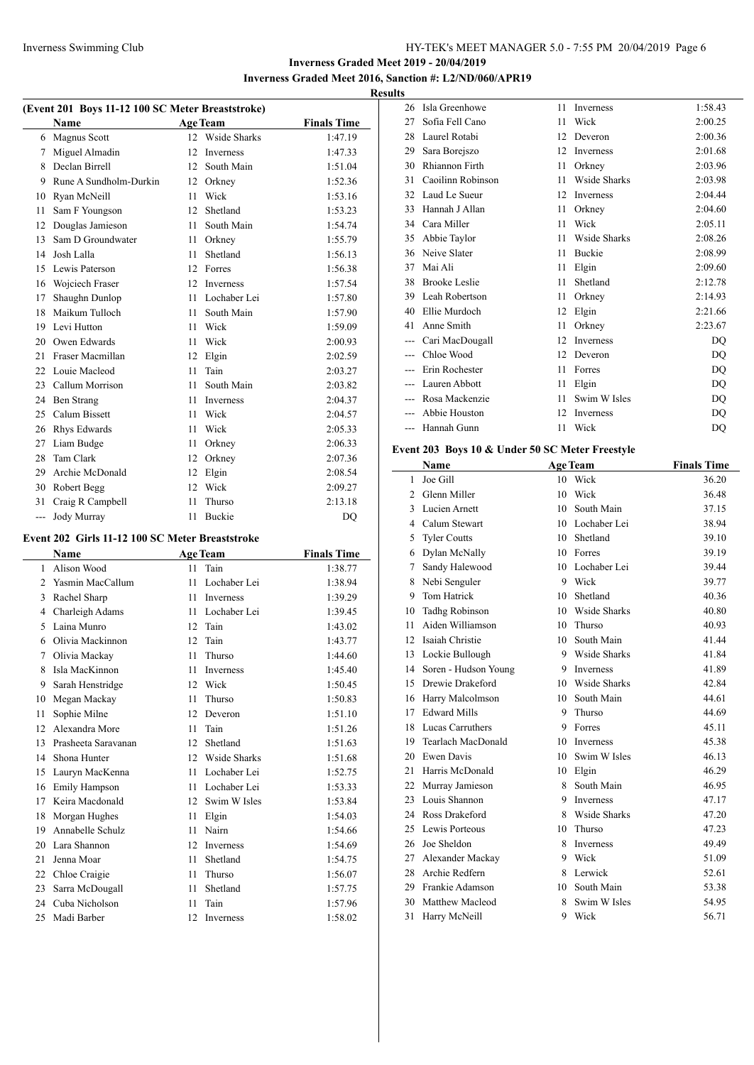**Inverness Graded Meet 2019 - 20/04/2019**

**Inverness Graded Meet 2016, Sanction #: L2/ND/060/APR19**

**Results**

### (Event 201 Boys 11-12 100 SC Meter Breaststroke)

| | Name | Age | Team | Finals Time |
|---|---|---|---|---|
| 6 | Magnus Scott | 12 | Wside Sharks | 1:47.19 |
| 7 | Miguel Almadin | 12 | Inverness | 1:47.33 |
| 8 | Declan Birrell | 12 | South Main | 1:51.04 |
| 9 | Rune A Sundholm-Durkin | 12 | Orkney | 1:52.36 |
| 10 | Ryan McNeill | 11 | Wick | 1:53.16 |
| 11 | Sam F Youngson | 12 | Shetland | 1:53.23 |
| 12 | Douglas Jamieson | 11 | South Main | 1:54.74 |
| 13 | Sam D Groundwater | 11 | Orkney | 1:55.79 |
| 14 | Josh Lalla | 11 | Shetland | 1:56.13 |
| 15 | Lewis Paterson | 12 | Forres | 1:56.38 |
| 16 | Wojciech Fraser | 12 | Inverness | 1:57.54 |
| 17 | Shaughn Dunlop | 11 | Lochaber Lei | 1:57.80 |
| 18 | Maikum Tulloch | 11 | South Main | 1:57.90 |
| 19 | Levi Hutton | 11 | Wick | 1:59.09 |
| 20 | Owen Edwards | 11 | Wick | 2:00.93 |
| 21 | Fraser Macmillan | 12 | Elgin | 2:02.59 |
| 22 | Louie Macleod | 11 | Tain | 2:03.27 |
| 23 | Callum Morrison | 11 | South Main | 2:03.82 |
| 24 | Ben Strang | 11 | Inverness | 2:04.37 |
| 25 | Calum Bissett | 11 | Wick | 2:04.57 |
| 26 | Rhys Edwards | 11 | Wick | 2:05.33 |
| 27 | Liam Budge | 11 | Orkney | 2:06.33 |
| 28 | Tam Clark | 12 | Orkney | 2:07.36 |
| 29 | Archie McDonald | 12 | Elgin | 2:08.54 |
| 30 | Robert Begg | 12 | Wick | 2:09.27 |
| 31 | Craig R Campbell | 11 | Thurso | 2:13.18 |
| --- | Jody Murray | 11 | Buckie | DQ |

### Event 202 Girls 11-12 100 SC Meter Breaststroke

| | Name | Age | Team | Finals Time |
|---|---|---|---|---|
| 1 | Alison Wood | 11 | Tain | 1:38.77 |
| 2 | Yasmin MacCallum | 11 | Lochaber Lei | 1:38.94 |
| 3 | Rachel Sharp | 11 | Inverness | 1:39.29 |
| 4 | Charleigh Adams | 11 | Lochaber Lei | 1:39.45 |
| 5 | Laina Munro | 12 | Tain | 1:43.02 |
| 6 | Olivia Mackinnon | 12 | Tain | 1:43.77 |
| 7 | Olivia Mackay | 11 | Thurso | 1:44.60 |
| 8 | Isla MacKinnon | 11 | Inverness | 1:45.40 |
| 9 | Sarah Henstridge | 12 | Wick | 1:50.45 |
| 10 | Megan Mackay | 11 | Thurso | 1:50.83 |
| 11 | Sophie Milne | 12 | Deveron | 1:51.10 |
| 12 | Alexandra More | 11 | Tain | 1:51.26 |
| 13 | Prasheeta Saravanan | 12 | Shetland | 1:51.63 |
| 14 | Shona Hunter | 12 | Wside Sharks | 1:51.68 |
| 15 | Lauryn MacKenna | 11 | Lochaber Lei | 1:52.75 |
| 16 | Emily Hampson | 11 | Lochaber Lei | 1:53.33 |
| 17 | Keira Macdonald | 12 | Swim W Isles | 1:53.84 |
| 18 | Morgan Hughes | 11 | Elgin | 1:54.03 |
| 19 | Annabelle Schulz | 11 | Nairn | 1:54.66 |
| 20 | Lara Shannon | 12 | Inverness | 1:54.69 |
| 21 | Jenna Moar | 11 | Shetland | 1:54.75 |
| 22 | Chloe Craigie | 11 | Thurso | 1:56.07 |
| 23 | Sarra McDougall | 11 | Shetland | 1:57.75 |
| 24 | Cuba Nicholson | 11 | Tain | 1:57.96 |
| 25 | Madi Barber | 12 | Inverness | 1:58.02 |
| 26 | Isla Greenhowe | 11 | Inverness | 1:58.43 |
| 27 | Sofia Fell Cano | 11 | Wick | 2:00.25 |
| 28 | Laurel Rotabi | 12 | Deveron | 2:00.36 |
| 29 | Sara Borejszo | 12 | Inverness | 2:01.68 |
| 30 | Rhiannon Firth | 11 | Orkney | 2:03.96 |
| 31 | Caoilinn Robinson | 11 | Wside Sharks | 2:03.98 |
| 32 | Laud Le Sueur | 12 | Inverness | 2:04.44 |
| 33 | Hannah J Allan | 11 | Orkney | 2:04.60 |
| 34 | Cara Miller | 11 | Wick | 2:05.11 |
| 35 | Abbie Taylor | 11 | Wside Sharks | 2:08.26 |
| 36 | Neive Slater | 11 | Buckie | 2:08.99 |
| 37 | Mai Ali | 11 | Elgin | 2:09.60 |
| 38 | Brooke Leslie | 11 | Shetland | 2:12.78 |
| 39 | Leah Robertson | 11 | Orkney | 2:14.93 |
| 40 | Ellie Murdoch | 12 | Elgin | 2:21.66 |
| 41 | Anne Smith | 11 | Orkney | 2:23.67 |
| --- | Cari MacDougall | 12 | Inverness | DQ |
| --- | Chloe Wood | 12 | Deveron | DQ |
| --- | Erin Rochester | 11 | Forres | DQ |
| --- | Lauren Abbott | 11 | Elgin | DQ |
| --- | Rosa Mackenzie | 11 | Swim W Isles | DQ |
| --- | Abbie Houston | 12 | Inverness | DQ |
| --- | Hannah Gunn | 11 | Wick | DQ |

### Event 203 Boys 10 & Under 50 SC Meter Freestyle

| | Name | Age | Team | Finals Time |
|---|---|---|---|---|
| 1 | Joe Gill | 10 | Wick | 36.20 |
| 2 | Glenn Miller | 10 | Wick | 36.48 |
| 3 | Lucien Arnett | 10 | South Main | 37.15 |
| 4 | Calum Stewart | 10 | Lochaber Lei | 38.94 |
| 5 | Tyler Coutts | 10 | Shetland | 39.10 |
| 6 | Dylan McNally | 10 | Forres | 39.19 |
| 7 | Sandy Halewood | 10 | Lochaber Lei | 39.44 |
| 8 | Nebi Senguler | 9 | Wick | 39.77 |
| 9 | Tom Hatrick | 10 | Shetland | 40.36 |
| 10 | Tadhg Robinson | 10 | Wside Sharks | 40.80 |
| 11 | Aiden Williamson | 10 | Thurso | 40.93 |
| 12 | Isaiah Christie | 10 | South Main | 41.44 |
| 13 | Lockie Bullough | 9 | Wside Sharks | 41.84 |
| 14 | Soren - Hudson Young | 9 | Inverness | 41.89 |
| 15 | Drewie Drakeford | 10 | Wside Sharks | 42.84 |
| 16 | Harry Malcolmson | 10 | South Main | 44.61 |
| 17 | Edward Mills | 9 | Thurso | 44.69 |
| 18 | Lucas Carruthers | 9 | Forres | 45.11 |
| 19 | Tearlach MacDonald | 10 | Inverness | 45.38 |
| 20 | Ewen Davis | 10 | Swim W Isles | 46.13 |
| 21 | Harris McDonald | 10 | Elgin | 46.29 |
| 22 | Murray Jamieson | 8 | South Main | 46.95 |
| 23 | Louis Shannon | 9 | Inverness | 47.17 |
| 24 | Ross Drakeford | 8 | Wside Sharks | 47.20 |
| 25 | Lewis Porteous | 10 | Thurso | 47.23 |
| 26 | Joe Sheldon | 8 | Inverness | 49.49 |
| 27 | Alexander Mackay | 9 | Wick | 51.09 |
| 28 | Archie Redfern | 8 | Lerwick | 52.61 |
| 29 | Frankie Adamson | 10 | South Main | 53.38 |
| 30 | Matthew Macleod | 8 | Swim W Isles | 54.95 |
| 31 | Harry McNeill | 9 | Wick | 56.71 |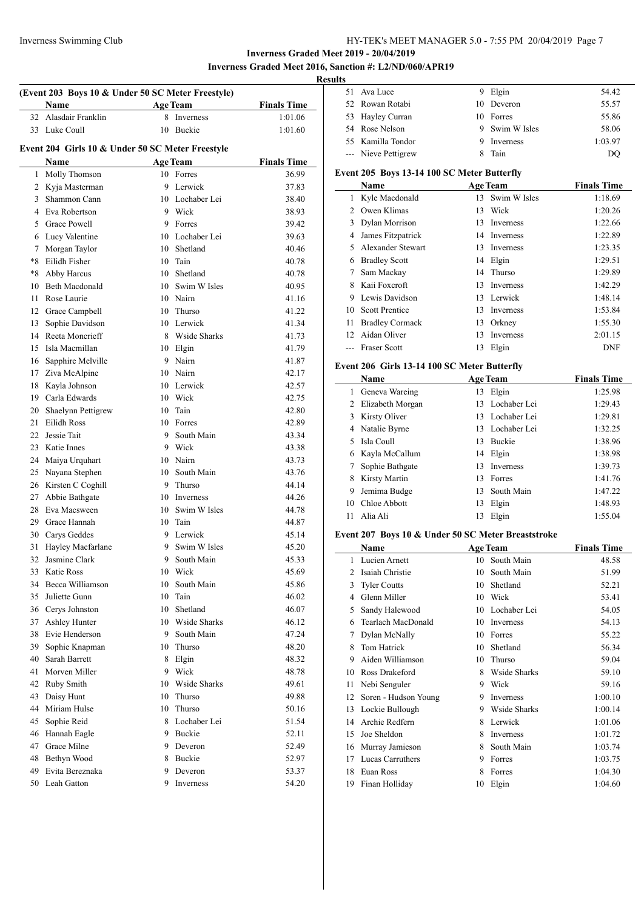**Inverness Graded Meet 2019 - 20/04/2019**

**Inverness Graded Meet 2016, Sanction #: L2/ND/060/APR19**

**Results**

### (Event 203 Boys 10 & Under 50 SC Meter Freestyle)

| | Name | Age | Team | Finals Time |
|---|---|---|---|---|
| 32 | Alasdair Franklin | 8 | Inverness | 1:01.06 |
| 33 | Luke Coull | 10 | Buckie | 1:01.60 |

### Event 204 Girls 10 & Under 50 SC Meter Freestyle

| | Name | Age | Team | Finals Time |
|---|---|---|---|---|
| 1 | Molly Thomson | 10 | Forres | 36.99 |
| 2 | Kyja Masterman | 9 | Lerwick | 37.83 |
| 3 | Shammon Cann | 10 | Lochaber Lei | 38.40 |
| 4 | Eva Robertson | 9 | Wick | 38.93 |
| 5 | Grace Powell | 9 | Forres | 39.42 |
| 6 | Lucy Valentine | 10 | Lochaber Lei | 39.63 |
| 7 | Morgan Taylor | 10 | Shetland | 40.46 |
| *8 | Eilidh Fisher | 10 | Tain | 40.78 |
| *8 | Abby Harcus | 10 | Shetland | 40.78 |
| 10 | Beth Macdonald | 10 | Swim W Isles | 40.95 |
| 11 | Rose Laurie | 10 | Nairn | 41.16 |
| 12 | Grace Campbell | 10 | Thurso | 41.22 |
| 13 | Sophie Davidson | 10 | Lerwick | 41.34 |
| 14 | Reeta Moncrieff | 8 | Wside Sharks | 41.73 |
| 15 | Isla Macmillan | 10 | Elgin | 41.79 |
| 16 | Sapphire Melville | 9 | Nairn | 41.87 |
| 17 | Ziva McAlpine | 10 | Nairn | 42.17 |
| 18 | Kayla Johnson | 10 | Lerwick | 42.57 |
| 19 | Carla Edwards | 10 | Wick | 42.75 |
| 20 | Shaelynn Pettigrew | 10 | Tain | 42.80 |
| 21 | Eilidh Ross | 10 | Forres | 42.89 |
| 22 | Jessie Tait | 9 | South Main | 43.34 |
| 23 | Katie Innes | 9 | Wick | 43.38 |
| 24 | Maiya Urquhart | 10 | Nairn | 43.73 |
| 25 | Nayana Stephen | 10 | South Main | 43.76 |
| 26 | Kirsten C Coghill | 9 | Thurso | 44.14 |
| 27 | Abbie Bathgate | 10 | Inverness | 44.26 |
| 28 | Eva Macsween | 10 | Swim W Isles | 44.78 |
| 29 | Grace Hannah | 10 | Tain | 44.87 |
| 30 | Carys Geddes | 9 | Lerwick | 45.14 |
| 31 | Hayley Macfarlane | 9 | Swim W Isles | 45.20 |
| 32 | Jasmine Clark | 9 | South Main | 45.33 |
| 33 | Katie Ross | 10 | Wick | 45.69 |
| 34 | Becca Williamson | 10 | South Main | 45.86 |
| 35 | Juliette Gunn | 10 | Tain | 46.02 |
| 36 | Cerys Johnston | 10 | Shetland | 46.07 |
| 37 | Ashley Hunter | 10 | Wside Sharks | 46.12 |
| 38 | Evie Henderson | 9 | South Main | 47.24 |
| 39 | Sophie Knapman | 10 | Thurso | 48.20 |
| 40 | Sarah Barrett | 8 | Elgin | 48.32 |
| 41 | Morven Miller | 9 | Wick | 48.78 |
| 42 | Ruby Smith | 10 | Wside Sharks | 49.61 |
| 43 | Daisy Hunt | 10 | Thurso | 49.88 |
| 44 | Miriam Hulse | 10 | Thurso | 50.16 |
| 45 | Sophie Reid | 8 | Lochaber Lei | 51.54 |
| 46 | Hannah Eagle | 9 | Buckie | 52.11 |
| 47 | Grace Milne | 9 | Deveron | 52.49 |
| 48 | Bethyn Wood | 8 | Buckie | 52.97 |
| 49 | Evita Bereznaka | 9 | Deveron | 53.37 |
| 50 | Leah Gatton | 9 | Inverness | 54.20 |
| 51 | Ava Luce | 9 | Elgin | 54.42 |
| 52 | Rowan Rotabi | 10 | Deveron | 55.57 |
| 53 | Hayley Curran | 10 | Forres | 55.86 |
| 54 | Rose Nelson | 9 | Swim W Isles | 58.06 |
| 55 | Kamilla Tondor | 9 | Inverness | 1:03.97 |
| --- | Nieve Pettigrew | 8 | Tain | DQ |

### Event 205 Boys 13-14 100 SC Meter Butterfly

| | Name | Age | Team | Finals Time |
|---|---|---|---|---|
| 1 | Kyle Macdonald | 13 | Swim W Isles | 1:18.69 |
| 2 | Owen Klimas | 13 | Wick | 1:20.26 |
| 3 | Dylan Morrison | 13 | Inverness | 1:22.66 |
| 4 | James Fitzpatrick | 14 | Inverness | 1:22.89 |
| 5 | Alexander Stewart | 13 | Inverness | 1:23.35 |
| 6 | Bradley Scott | 14 | Elgin | 1:29.51 |
| 7 | Sam Mackay | 14 | Thurso | 1:29.89 |
| 8 | Kaii Foxcroft | 13 | Inverness | 1:42.29 |
| 9 | Lewis Davidson | 13 | Lerwick | 1:48.14 |
| 10 | Scott Prentice | 13 | Inverness | 1:53.84 |
| 11 | Bradley Cormack | 13 | Orkney | 1:55.30 |
| 12 | Aidan Oliver | 13 | Inverness | 2:01.15 |
| --- | Fraser Scott | 13 | Elgin | DNF |

### Event 206 Girls 13-14 100 SC Meter Butterfly

| | Name | Age | Team | Finals Time |
|---|---|---|---|---|
| 1 | Geneva Wareing | 13 | Elgin | 1:25.98 |
| 2 | Elizabeth Morgan | 13 | Lochaber Lei | 1:29.43 |
| 3 | Kirsty Oliver | 13 | Lochaber Lei | 1:29.81 |
| 4 | Natalie Byrne | 13 | Lochaber Lei | 1:32.25 |
| 5 | Isla Coull | 13 | Buckie | 1:38.96 |
| 6 | Kayla McCallum | 14 | Elgin | 1:38.98 |
| 7 | Sophie Bathgate | 13 | Inverness | 1:39.73 |
| 8 | Kirsty Martin | 13 | Forres | 1:41.76 |
| 9 | Jemima Budge | 13 | South Main | 1:47.22 |
| 10 | Chloe Abbott | 13 | Elgin | 1:48.93 |
| 11 | Alia Ali | 13 | Elgin | 1:55.04 |

### Event 207 Boys 10 & Under 50 SC Meter Breaststroke

| | Name | Age | Team | Finals Time |
|---|---|---|---|---|
| 1 | Lucien Arnett | 10 | South Main | 48.58 |
| 2 | Isaiah Christie | 10 | South Main | 51.99 |
| 3 | Tyler Coutts | 10 | Shetland | 52.21 |
| 4 | Glenn Miller | 10 | Wick | 53.41 |
| 5 | Sandy Halewood | 10 | Lochaber Lei | 54.05 |
| 6 | Tearlach MacDonald | 10 | Inverness | 54.13 |
| 7 | Dylan McNally | 10 | Forres | 55.22 |
| 8 | Tom Hatrick | 10 | Shetland | 56.34 |
| 9 | Aiden Williamson | 10 | Thurso | 59.04 |
| 10 | Ross Drakeford | 8 | Wside Sharks | 59.10 |
| 11 | Nebi Senguler | 9 | Wick | 59.16 |
| 12 | Soren - Hudson Young | 9 | Inverness | 1:00.10 |
| 13 | Lockie Bullough | 9 | Wside Sharks | 1:00.14 |
| 14 | Archie Redfern | 8 | Lerwick | 1:01.06 |
| 15 | Joe Sheldon | 8 | Inverness | 1:01.72 |
| 16 | Murray Jamieson | 8 | South Main | 1:03.74 |
| 17 | Lucas Carruthers | 9 | Forres | 1:03.75 |
| 18 | Euan Ross | 8 | Forres | 1:04.30 |
| 19 | Finan Holliday | 10 | Elgin | 1:04.60 |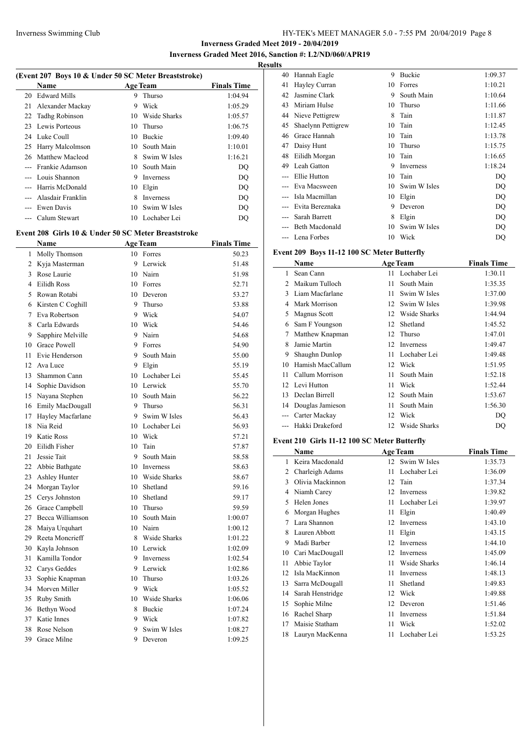**Inverness Graded Meet 2019 - 20/04/2019**

**Inverness Graded Meet 2016, Sanction #: L2/ND/060/APR19**

**Results**

### (Event 207 Boys 10 & Under 50 SC Meter Breaststroke)

| | Name | Age | Team | Finals Time |
|---|---|---|---|---|
| 20 | Edward Mills | 9 | Thurso | 1:04.94 |
| 21 | Alexander Mackay | 9 | Wick | 1:05.29 |
| 22 | Tadhg Robinson | 10 | Wside Sharks | 1:05.57 |
| 23 | Lewis Porteous | 10 | Thurso | 1:06.75 |
| 24 | Luke Coull | 10 | Buckie | 1:09.40 |
| 25 | Harry Malcolmson | 10 | South Main | 1:10.01 |
| 26 | Matthew Macleod | 8 | Swim W Isles | 1:16.21 |
| --- | Frankie Adamson | 10 | South Main | DQ |
| --- | Louis Shannon | 9 | Inverness | DQ |
| --- | Harris McDonald | 10 | Elgin | DQ |
| --- | Alasdair Franklin | 8 | Inverness | DQ |
| --- | Ewen Davis | 10 | Swim W Isles | DQ |
| --- | Calum Stewart | 10 | Lochaber Lei | DQ |

### Event 208 Girls 10 & Under 50 SC Meter Breaststroke

| | Name | Age | Team | Finals Time |
|---|---|---|---|---|
| 1 | Molly Thomson | 10 | Forres | 50.23 |
| 2 | Kyja Masterman | 9 | Lerwick | 51.48 |
| 3 | Rose Laurie | 10 | Nairn | 51.98 |
| 4 | Eilidh Ross | 10 | Forres | 52.71 |
| 5 | Rowan Rotabi | 10 | Deveron | 53.27 |
| 6 | Kirsten C Coghill | 9 | Thurso | 53.88 |
| 7 | Eva Robertson | 9 | Wick | 54.07 |
| 8 | Carla Edwards | 10 | Wick | 54.46 |
| 9 | Sapphire Melville | 9 | Nairn | 54.68 |
| 10 | Grace Powell | 9 | Forres | 54.90 |
| 11 | Evie Henderson | 9 | South Main | 55.00 |
| 12 | Ava Luce | 9 | Elgin | 55.19 |
| 13 | Shammon Cann | 10 | Lochaber Lei | 55.45 |
| 14 | Sophie Davidson | 10 | Lerwick | 55.70 |
| 15 | Nayana Stephen | 10 | South Main | 56.22 |
| 16 | Emily MacDougall | 9 | Thurso | 56.31 |
| 17 | Hayley Macfarlane | 9 | Swim W Isles | 56.43 |
| 18 | Nia Reid | 10 | Lochaber Lei | 56.93 |
| 19 | Katie Ross | 10 | Wick | 57.21 |
| 20 | Eilidh Fisher | 10 | Tain | 57.87 |
| 21 | Jessie Tait | 9 | South Main | 58.58 |
| 22 | Abbie Bathgate | 10 | Inverness | 58.63 |
| 23 | Ashley Hunter | 10 | Wside Sharks | 58.67 |
| 24 | Morgan Taylor | 10 | Shetland | 59.16 |
| 25 | Cerys Johnston | 10 | Shetland | 59.17 |
| 26 | Grace Campbell | 10 | Thurso | 59.59 |
| 27 | Becca Williamson | 10 | South Main | 1:00.07 |
| 28 | Maiya Urquhart | 10 | Nairn | 1:00.12 |
| 29 | Reeta Moncrieff | 8 | Wside Sharks | 1:01.22 |
| 30 | Kayla Johnson | 10 | Lerwick | 1:02.09 |
| 31 | Kamilla Tondor | 9 | Inverness | 1:02.54 |
| 32 | Carys Geddes | 9 | Lerwick | 1:02.86 |
| 33 | Sophie Knapman | 10 | Thurso | 1:03.26 |
| 34 | Morven Miller | 9 | Wick | 1:05.52 |
| 35 | Ruby Smith | 10 | Wside Sharks | 1:06.06 |
| 36 | Bethyn Wood | 8 | Buckie | 1:07.24 |
| 37 | Katie Innes | 9 | Wick | 1:07.82 |
| 38 | Rose Nelson | 9 | Swim W Isles | 1:08.27 |
| 39 | Grace Milne | 9 | Deveron | 1:09.25 |
| 40 | Hannah Eagle | 9 | Buckie | 1:09.37 |
| 41 | Hayley Curran | 10 | Forres | 1:10.21 |
| 42 | Jasmine Clark | 9 | South Main | 1:10.64 |
| 43 | Miriam Hulse | 10 | Thurso | 1:11.66 |
| 44 | Nieve Pettigrew | 8 | Tain | 1:11.87 |
| 45 | Shaelynn Pettigrew | 10 | Tain | 1:12.45 |
| 46 | Grace Hannah | 10 | Tain | 1:13.78 |
| 47 | Daisy Hunt | 10 | Thurso | 1:15.75 |
| 48 | Eilidh Morgan | 10 | Tain | 1:16.65 |
| 49 | Leah Gatton | 9 | Inverness | 1:18.24 |
| --- | Ellie Hutton | 10 | Tain | DQ |
| --- | Eva Macsween | 10 | Swim W Isles | DQ |
| --- | Isla Macmillan | 10 | Elgin | DQ |
| --- | Evita Bereznaka | 9 | Deveron | DQ |
| --- | Sarah Barrett | 8 | Elgin | DQ |
| --- | Beth Macdonald | 10 | Swim W Isles | DQ |
| --- | Lena Forbes | 10 | Wick | DQ |

### Event 209 Boys 11-12 100 SC Meter Butterfly

| | Name | Age | Team | Finals Time |
|---|---|---|---|---|
| 1 | Sean Cann | 11 | Lochaber Lei | 1:30.11 |
| 2 | Maikum Tulloch | 11 | South Main | 1:35.35 |
| 3 | Liam Macfarlane | 11 | Swim W Isles | 1:37.00 |
| 4 | Mark Morrison | 12 | Swim W Isles | 1:39.98 |
| 5 | Magnus Scott | 12 | Wside Sharks | 1:44.94 |
| 6 | Sam F Youngson | 12 | Shetland | 1:45.52 |
| 7 | Matthew Knapman | 12 | Thurso | 1:47.01 |
| 8 | Jamie Martin | 12 | Inverness | 1:49.47 |
| 9 | Shaughn Dunlop | 11 | Lochaber Lei | 1:49.48 |
| 10 | Hamish MacCallum | 12 | Wick | 1:51.95 |
| 11 | Callum Morrison | 11 | South Main | 1:52.18 |
| 12 | Levi Hutton | 11 | Wick | 1:52.44 |
| 13 | Declan Birrell | 12 | South Main | 1:53.67 |
| 14 | Douglas Jamieson | 11 | South Main | 1:56.30 |
| --- | Carter Mackay | 12 | Wick | DQ |
| --- | Hakki Drakeford | 12 | Wside Sharks | DQ |

### Event 210 Girls 11-12 100 SC Meter Butterfly

| | Name | Age | Team | Finals Time |
|---|---|---|---|---|
| 1 | Keira Macdonald | 12 | Swim W Isles | 1:35.73 |
| 2 | Charleigh Adams | 11 | Lochaber Lei | 1:36.09 |
| 3 | Olivia Mackinnon | 12 | Tain | 1:37.34 |
| 4 | Niamh Carey | 12 | Inverness | 1:39.82 |
| 5 | Helen Jones | 11 | Lochaber Lei | 1:39.97 |
| 6 | Morgan Hughes | 11 | Elgin | 1:40.49 |
| 7 | Lara Shannon | 12 | Inverness | 1:43.10 |
| 8 | Lauren Abbott | 11 | Elgin | 1:43.15 |
| 9 | Madi Barber | 12 | Inverness | 1:44.10 |
| 10 | Cari MacDougall | 12 | Inverness | 1:45.09 |
| 11 | Abbie Taylor | 11 | Wside Sharks | 1:46.14 |
| 12 | Isla MacKinnon | 11 | Inverness | 1:48.13 |
| 13 | Sarra McDougall | 11 | Shetland | 1:49.83 |
| 14 | Sarah Henstridge | 12 | Wick | 1:49.88 |
| 15 | Sophie Milne | 12 | Deveron | 1:51.46 |
| 16 | Rachel Sharp | 11 | Inverness | 1:51.84 |
| 17 | Maisie Statham | 11 | Wick | 1:52.02 |
| 18 | Lauryn MacKenna | 11 | Lochaber Lei | 1:53.25 |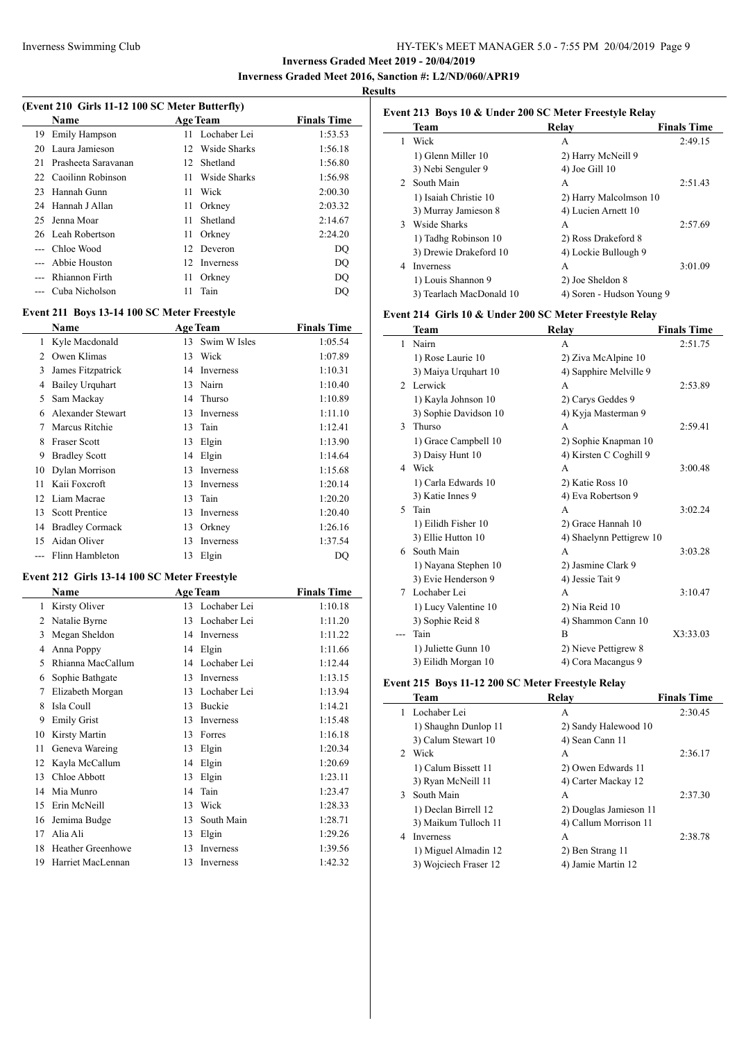**Inverness Graded Meet 2019 - 20/04/2019**

**Inverness Graded Meet 2016, Sanction #: L2/ND/060/APR19**

**Results**

### (Event 210 Girls 11-12 100 SC Meter Butterfly)

| | Name | Age | Team | Finals Time |
|---|---|---|---|---|
| 19 | Emily Hampson | 11 | Lochaber Lei | 1:53.53 |
| 20 | Laura Jamieson | 12 | Wside Sharks | 1:56.18 |
| 21 | Prasheeta Saravanan | 12 | Shetland | 1:56.80 |
| 22 | Caoilinn Robinson | 11 | Wside Sharks | 1:56.98 |
| 23 | Hannah Gunn | 11 | Wick | 2:00.30 |
| 24 | Hannah J Allan | 11 | Orkney | 2:03.32 |
| 25 | Jenna Moar | 11 | Shetland | 2:14.67 |
| 26 | Leah Robertson | 11 | Orkney | 2:24.20 |
| --- | Chloe Wood | 12 | Deveron | DQ |
| --- | Abbie Houston | 12 | Inverness | DQ |
| --- | Rhiannon Firth | 11 | Orkney | DQ |
| --- | Cuba Nicholson | 11 | Tain | DQ |

### Event 211 Boys 13-14 100 SC Meter Freestyle

| | Name | Age | Team | Finals Time |
|---|---|---|---|---|
| 1 | Kyle Macdonald | 13 | Swim W Isles | 1:05.54 |
| 2 | Owen Klimas | 13 | Wick | 1:07.89 |
| 3 | James Fitzpatrick | 14 | Inverness | 1:10.31 |
| 4 | Bailey Urquhart | 13 | Nairn | 1:10.40 |
| 5 | Sam Mackay | 14 | Thurso | 1:10.89 |
| 6 | Alexander Stewart | 13 | Inverness | 1:11.10 |
| 7 | Marcus Ritchie | 13 | Tain | 1:12.41 |
| 8 | Fraser Scott | 13 | Elgin | 1:13.90 |
| 9 | Bradley Scott | 14 | Elgin | 1:14.64 |
| 10 | Dylan Morrison | 13 | Inverness | 1:15.68 |
| 11 | Kaii Foxcroft | 13 | Inverness | 1:20.14 |
| 12 | Liam Macrae | 13 | Tain | 1:20.20 |
| 13 | Scott Prentice | 13 | Inverness | 1:20.40 |
| 14 | Bradley Cormack | 13 | Orkney | 1:26.16 |
| 15 | Aidan Oliver | 13 | Inverness | 1:37.54 |
| --- | Flinn Hambleton | 13 | Elgin | DQ |

### Event 212 Girls 13-14 100 SC Meter Freestyle

| | Name | Age | Team | Finals Time |
|---|---|---|---|---|
| 1 | Kirsty Oliver | 13 | Lochaber Lei | 1:10.18 |
| 2 | Natalie Byrne | 13 | Lochaber Lei | 1:11.20 |
| 3 | Megan Sheldon | 14 | Inverness | 1:11.22 |
| 4 | Anna Poppy | 14 | Elgin | 1:11.66 |
| 5 | Rhianna MacCallum | 14 | Lochaber Lei | 1:12.44 |
| 6 | Sophie Bathgate | 13 | Inverness | 1:13.15 |
| 7 | Elizabeth Morgan | 13 | Lochaber Lei | 1:13.94 |
| 8 | Isla Coull | 13 | Buckie | 1:14.21 |
| 9 | Emily Grist | 13 | Inverness | 1:15.48 |
| 10 | Kirsty Martin | 13 | Forres | 1:16.18 |
| 11 | Geneva Wareing | 13 | Elgin | 1:20.34 |
| 12 | Kayla McCallum | 14 | Elgin | 1:20.69 |
| 13 | Chloe Abbott | 13 | Elgin | 1:23.11 |
| 14 | Mia Munro | 14 | Tain | 1:23.47 |
| 15 | Erin McNeill | 13 | Wick | 1:28.33 |
| 16 | Jemima Budge | 13 | South Main | 1:28.71 |
| 17 | Alia Ali | 13 | Elgin | 1:29.26 |
| 18 | Heather Greenhowe | 13 | Inverness | 1:39.56 |
| 19 | Harriet MacLennan | 13 | Inverness | 1:42.32 |

### Event 213 Boys 10 & Under 200 SC Meter Freestyle Relay

| | Team | Relay | Finals Time |
|---|---|---|---|
| 1 | Wick | A | 2:49.15 |
| | 1) Glenn Miller 10 | 2) Harry McNeill 9 | |
| | 3) Nebi Senguler 9 | 4) Joe Gill 10 | |
| 2 | South Main | A | 2:51.43 |
| | 1) Isaiah Christie 10 | 2) Harry Malcolmson 10 | |
| | 3) Murray Jamieson 8 | 4) Lucien Arnett 10 | |
| 3 | Wside Sharks | A | 2:57.69 |
| | 1) Tadhg Robinson 10 | 2) Ross Drakeford 8 | |
| | 3) Drewie Drakeford 10 | 4) Lockie Bullough 9 | |
| 4 | Inverness | A | 3:01.09 |
| | 1) Louis Shannon 9 | 2) Joe Sheldon 8 | |
| | 3) Tearlach MacDonald 10 | 4) Soren - Hudson Young 9 | |

### Event 214 Girls 10 & Under 200 SC Meter Freestyle Relay

| | Team | Relay | Finals Time |
|---|---|---|---|
| 1 | Nairn | A | 2:51.75 |
| | 1) Rose Laurie 10 | 2) Ziva McAlpine 10 | |
| | 3) Maiya Urquhart 10 | 4) Sapphire Melville 9 | |
| 2 | Lerwick | A | 2:53.89 |
| | 1) Kayla Johnson 10 | 2) Carys Geddes 9 | |
| | 3) Sophie Davidson 10 | 4) Kyja Masterman 9 | |
| 3 | Thurso | A | 2:59.41 |
| | 1) Grace Campbell 10 | 2) Sophie Knapman 10 | |
| | 3) Daisy Hunt 10 | 4) Kirsten C Coghill 9 | |
| 4 | Wick | A | 3:00.48 |
| | 1) Carla Edwards 10 | 2) Katie Ross 10 | |
| | 3) Katie Innes 9 | 4) Eva Robertson 9 | |
| 5 | Tain | A | 3:02.24 |
| | 1) Eilidh Fisher 10 | 2) Grace Hannah 10 | |
| | 3) Ellie Hutton 10 | 4) Shaelynn Pettigrew 10 | |
| 6 | South Main | A | 3:03.28 |
| | 1) Nayana Stephen 10 | 2) Jasmine Clark 9 | |
| | 3) Evie Henderson 9 | 4) Jessie Tait 9 | |
| 7 | Lochaber Lei | A | 3:10.47 |
| | 1) Lucy Valentine 10 | 2) Nia Reid 10 | |
| | 3) Sophie Reid 8 | 4) Shammon Cann 10 | |
| --- | Tain | B | X3:33.03 |
| | 1) Juliette Gunn 10 | 2) Nieve Pettigrew 8 | |
| | 3) Eilidh Morgan 10 | 4) Cora Macangus 9 | |

### Event 215 Boys 11-12 200 SC Meter Freestyle Relay

| | Team | Relay | Finals Time |
|---|---|---|---|
| 1 | Lochaber Lei | A | 2:30.45 |
| | 1) Shaughn Dunlop 11 | 2) Sandy Halewood 10 | |
| | 3) Calum Stewart 10 | 4) Sean Cann 11 | |
| 2 | Wick | A | 2:36.17 |
| | 1) Calum Bissett 11 | 2) Owen Edwards 11 | |
| | 3) Ryan McNeill 11 | 4) Carter Mackay 12 | |
| 3 | South Main | A | 2:37.30 |
| | 1) Declan Birrell 12 | 2) Douglas Jamieson 11 | |
| | 3) Maikum Tulloch 11 | 4) Callum Morrison 11 | |
| 4 | Inverness | A | 2:38.78 |
| | 1) Miguel Almadin 12 | 2) Ben Strang 11 | |
| | 3) Wojciech Fraser 12 | 4) Jamie Martin 12 | |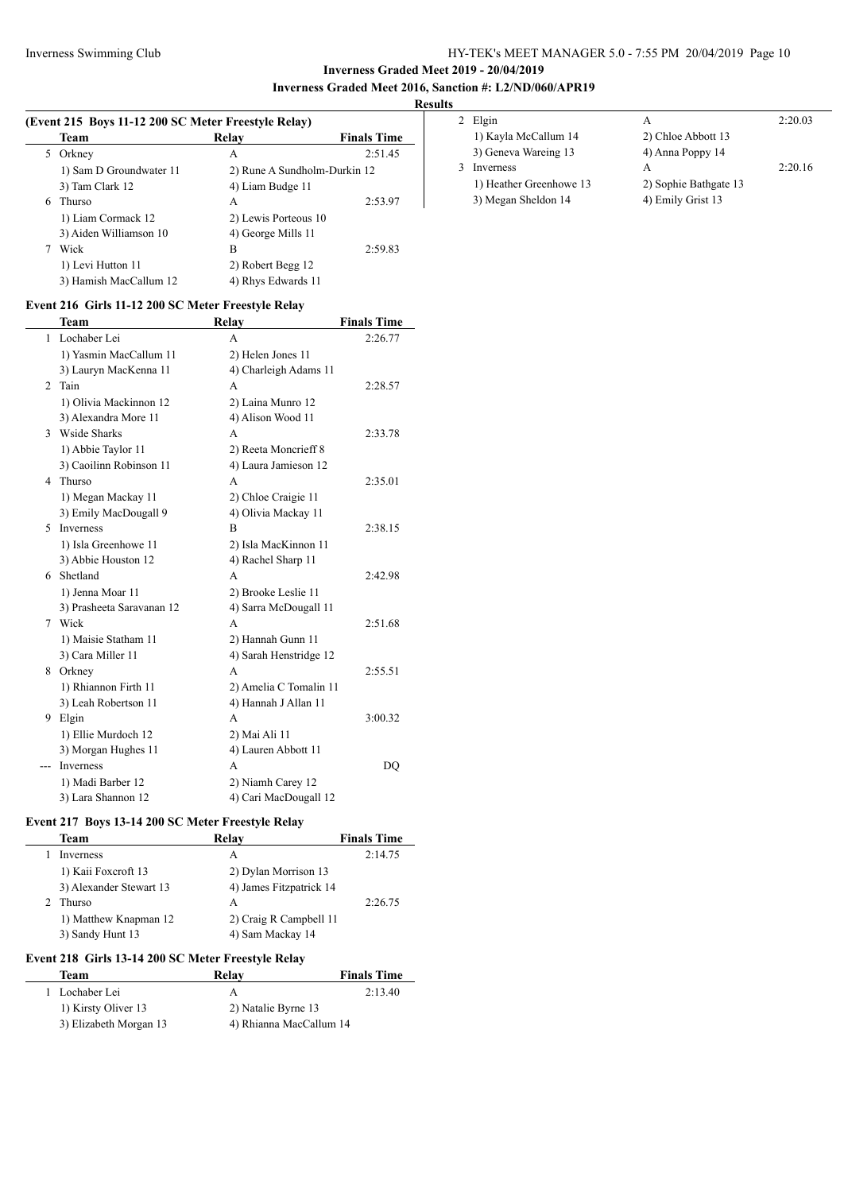**Inverness Graded Meet 2019 - 20/04/2019**

**Inverness Graded Meet 2016, Sanction #: L2/ND/060/APR19**

**Results**

### (Event 215 Boys 11-12 200 SC Meter Freestyle Relay)

| | Team | Relay | Finals Time |
|---|---|---|---|
| 5 | Orkney | A | 2:51.45 |
| | 1) Sam D Groundwater 11 | 2) Rune A Sundholm-Durkin 12 | |
| | 3) Tam Clark 12 | 4) Liam Budge 11 | |
| 6 | Thurso | A | 2:53.97 |
| | 1) Liam Cormack 12 | 2) Lewis Porteous 10 | |
| | 3) Aiden Williamson 10 | 4) George Mills 11 | |
| 7 | Wick | B | 2:59.83 |
| | 1) Levi Hutton 11 | 2) Robert Begg 12 | |
| | 3) Hamish MacCallum 12 | 4) Rhys Edwards 11 | |

### Event 216 Girls 11-12 200 SC Meter Freestyle Relay

| | Team | Relay | Finals Time |
|---|---|---|---|
| 1 | Lochaber Lei | A | 2:26.77 |
| | 1) Yasmin MacCallum 11 | 2) Helen Jones 11 | |
| | 3) Lauryn MacKenna 11 | 4) Charleigh Adams 11 | |
| 2 | Tain | A | 2:28.57 |
| | 1) Olivia Mackinnon 12 | 2) Laina Munro 12 | |
| | 3) Alexandra More 11 | 4) Alison Wood 11 | |
| 3 | Wside Sharks | A | 2:33.78 |
| | 1) Abbie Taylor 11 | 2) Reeta Moncrieff 8 | |
| | 3) Caoilinn Robinson 11 | 4) Laura Jamieson 12 | |
| 4 | Thurso | A | 2:35.01 |
| | 1) Megan Mackay 11 | 2) Chloe Craigie 11 | |
| | 3) Emily MacDougall 9 | 4) Olivia Mackay 11 | |
| 5 | Inverness | B | 2:38.15 |
| | 1) Isla Greenhowe 11 | 2) Isla MacKinnon 11 | |
| | 3) Abbie Houston 12 | 4) Rachel Sharp 11 | |
| 6 | Shetland | A | 2:42.98 |
| | 1) Jenna Moar 11 | 2) Brooke Leslie 11 | |
| | 3) Prasheeta Saravanan 12 | 4) Sarra McDougall 11 | |
| 7 | Wick | A | 2:51.68 |
| | 1) Maisie Statham 11 | 2) Hannah Gunn 11 | |
| | 3) Cara Miller 11 | 4) Sarah Henstridge 12 | |
| 8 | Orkney | A | 2:55.51 |
| | 1) Rhiannon Firth 11 | 2) Amelia C Tomalin 11 | |
| | 3) Leah Robertson 11 | 4) Hannah J Allan 11 | |
| 9 | Elgin | A | 3:00.32 |
| | 1) Ellie Murdoch 12 | 2) Mai Ali 11 | |
| | 3) Morgan Hughes 11 | 4) Lauren Abbott 11 | |
| --- | Inverness | A | DQ |
| | 1) Madi Barber 12 | 2) Niamh Carey 12 | |
| | 3) Lara Shannon 12 | 4) Cari MacDougall 12 | |

### Event 217 Boys 13-14 200 SC Meter Freestyle Relay

| | Team | Relay | Finals Time |
|---|---|---|---|
| 1 | Inverness | A | 2:14.75 |
| | 1) Kaii Foxcroft 13 | 2) Dylan Morrison 13 | |
| | 3) Alexander Stewart 13 | 4) James Fitzpatrick 14 | |
| 2 | Thurso | A | 2:26.75 |
| | 1) Matthew Knapman 12 | 2) Craig R Campbell 11 | |
| | 3) Sandy Hunt 13 | 4) Sam Mackay 14 | |

### Event 218 Girls 13-14 200 SC Meter Freestyle Relay

| | Team | Relay | Finals Time |
|---|---|---|---|
| 1 | Lochaber Lei | A | 2:13.40 |
| | 1) Kirsty Oliver 13 | 2) Natalie Byrne 13 | |
| | 3) Elizabeth Morgan 13 | 4) Rhianna MacCallum 14 | |
| 2 | Elgin | A | 2:20.03 |
| | 1) Kayla McCallum 14 | 2) Chloe Abbott 13 | |
| | 3) Geneva Wareing 13 | 4) Anna Poppy 14 | |
| 3 | Inverness | A | 2:20.16 |
| | 1) Heather Greenhowe 13 | 2) Sophie Bathgate 13 | |
| | 3) Megan Sheldon 14 | 4) Emily Grist 13 | |